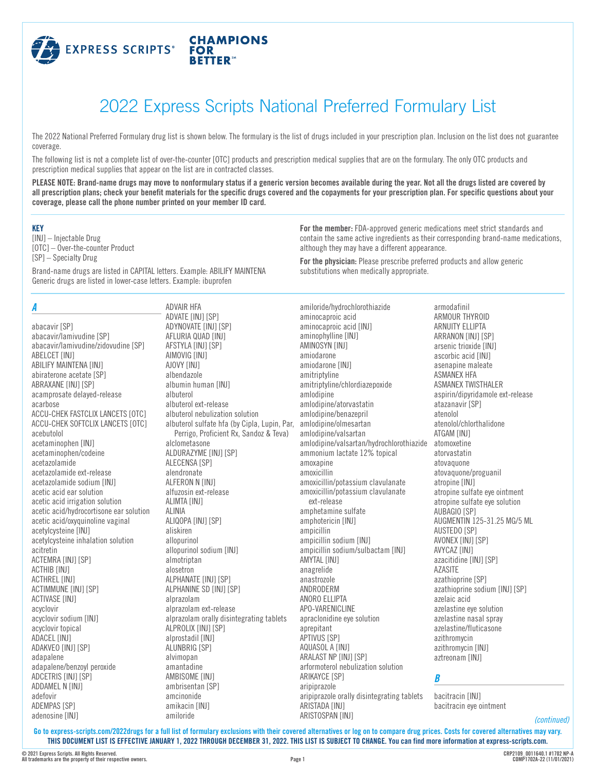EXPRESS SCRIPTS® CHAMPIONS FOR BETTER℠

# 2022 Express Scripts National Preferred Formulary List

The 2022 National Preferred Formulary drug list is shown below. The formulary is the list of drugs included in your prescription plan. Inclusion on the list does not guarantee coverage.

The following list is not a complete list of over-the-counter [OTC] products and prescription medical supplies that are on the formulary. The only OTC products and prescription medical supplies that appear on the list are in contracted classes.

**PLEASE NOTE: Brand-name drugs may move to nonformulary status if a generic version becomes available during the year. Not all the drugs listed are covered by all prescription plans; check your benefit materials for the specific drugs covered and the copayments for your prescription plan. For specific questions about your coverage, please call the phone number printed on your member ID card.**

**KEY**

[INJ] – Injectable Drug
[OTC] – Over-the-counter Product
[SP] – Specialty Drug

Brand-name drugs are listed in CAPITAL letters. Example: ABILIFY MAINTENA
Generic drugs are listed in lower-case letters. Example: ibuprofen

**For the member:** FDA-approved generic medications meet strict standards and contain the same active ingredients as their corresponding brand-name medications, although they may have a different appearance.

**For the physician:** Please prescribe preferred products and allow generic substitutions when medically appropriate.

## *A*

abacavir [SP]
abacavir/lamivudine [SP]
abacavir/lamivudine/zidovudine [SP]
ABELCET [INJ]
ABILIFY MAINTENA [INJ]
abiraterone acetate [SP]
ABRAXANE [INJ] [SP]
acamprosate delayed-release
acarbose
ACCU-CHEK FASTCLIX LANCETS [OTC]
ACCU-CHEK SOFTCLIX LANCETS [OTC]
acebutolol
acetaminophen [INJ]
acetaminophen/codeine
acetazolamide
acetazolamide ext-release
acetazolamide sodium [INJ]
acetic acid ear solution
acetic acid irrigation solution
acetic acid/hydrocortisone ear solution
acetic acid/oxyquinoline vaginal
acetylcysteine [INJ]
acetylcysteine inhalation solution
acitretin
ACTEMRA [INJ] [SP]
ACTHIB [INJ]
ACTHREL [INJ]
ACTIMMUNE [INJ] [SP]
ACTIVASE [INJ]
acyclovir
acyclovir sodium [INJ]
acyclovir topical
ADACEL [INJ]
ADAKVEO [INJ] [SP]
adapalene
adapalene/benzoyl peroxide
ADCETRIS [INJ] [SP]
ADDAMEL N [INJ]
adefovir
ADEMPAS [SP]
adenosine [INJ]
ADVAIR HFA
ADVATE [INJ] [SP]
ADYNOVATE [INJ] [SP]
AFLURIA QUAD [INJ]
AFSTYLA [INJ] [SP]
AIMOVIG [INJ]
AJOVY [INJ]
albendazole
albumin human [INJ]
albuterol
albuterol ext-release
albuterol nebulization solution
albuterol sulfate hfa (by Cipla, Lupin, Par, Perrigo, Proficient Rx, Sandoz & Teva)
alclometasone
ALDURAZYME [INJ] [SP]
ALECENSA [SP]
alendronate
ALFERON N [INJ]
alfuzosin ext-release
ALIMTA [INJ]
ALINIA
ALIQOPA [INJ] [SP]
aliskiren
allopurinol
allopurinol sodium [INJ]
almotriptan
alosetron
ALPHANATE [INJ] [SP]
ALPHANINE SD [INJ] [SP]
alprazolam
alprazolam ext-release
alprazolam orally disintegrating tablets
ALPROLIX [INJ] [SP]
alprostadil [INJ]
ALUNBRIG [SP]
alvimopan
amantadine
AMBISOME [INJ]
ambrisentan [SP]
amcinonide
amikacin [INJ]
amiloride
amiloride/hydrochlorothiazide
aminocaproic acid
aminocaproic acid [INJ]
aminophylline [INJ]
AMINOSYN [INJ]
amiodarone
amiodarone [INJ]
amitriptyline
amitriptyline/chlordiazepoxide
amlodipine
amlodipine/atorvastatin
amlodipine/benazepril
amlodipine/olmesartan
amlodipine/valsartan
amlodipine/valsartan/hydrochlorothiazide
ammonium lactate 12% topical
amoxapine
amoxicillin
amoxicillin/potassium clavulanate
amoxicillin/potassium clavulanate ext-release
amphetamine sulfate
amphotericin [INJ]
ampicillin
ampicillin sodium [INJ]
ampicillin sodium/sulbactam [INJ]
AMYTAL [INJ]
anagrelide
anastrozole
ANDRODERM
ANORO ELLIPTA
APO-VARENICLINE
apraclonidine eye solution
aprepitant
APTIVUS [SP]
AQUASOL A [INJ]
ARALAST NP [INJ] [SP]
arformoterol nebulization solution
ARIKAYCE [SP]
aripiprazole
aripiprazole orally disintegrating tablets
ARISTADA [INJ]
ARISTOSPAN [INJ]
armodafinil
ARMOUR THYROID
ARNUITY ELLIPTA
ARRANON [INJ] [SP]
arsenic trioxide [INJ]
ascorbic acid [INJ]
asenapine maleate
ASMANEX HFA
ASMANEX TWISTHALER
aspirin/dipyridamole ext-release
atazanavir [SP]
atenolol
atenolol/chlorthalidone
ATGAM [INJ]
atomoxetine
atorvastatin
atovaquone
atovaquone/proguanil
atropine [INJ]
atropine sulfate eye ointment
atropine sulfate eye solution
AUBAGIO [SP]
AUGMENTIN 125-31.25 MG/5 ML
AUSTEDO [SP]
AVONEX [INJ] [SP]
AVYCAZ [INJ]
azacitidine [INJ] [SP]
AZASITE
azathioprine [SP]
azathioprine sodium [INJ] [SP]
azelaic acid
azelastine eye solution
azelastine nasal spray
azelastine/fluticasone
azithromycin
azithromycin [INJ]
aztreonam [INJ]

## *B*

bacitracin [INJ]
bacitracin eye ointment

*(continued)*

**Go to express-scripts.com/2022drugs for a full list of formulary exclusions with their covered alternatives or log on to compare drug prices. Costs for covered alternatives may vary.**
**THIS DOCUMENT LIST IS EFFECTIVE JANUARY 1, 2022 THROUGH DECEMBER 31, 2022. THIS LIST IS SUBJECT TO CHANGE. You can find more information at express-scripts.com.**

© 2021 Express Scripts. All Rights Reserved.
All trademarks are the property of their respective owners.

CRP2109_0011640.1 #1702 NP-A
COMP1702A-22 (11/01/2021)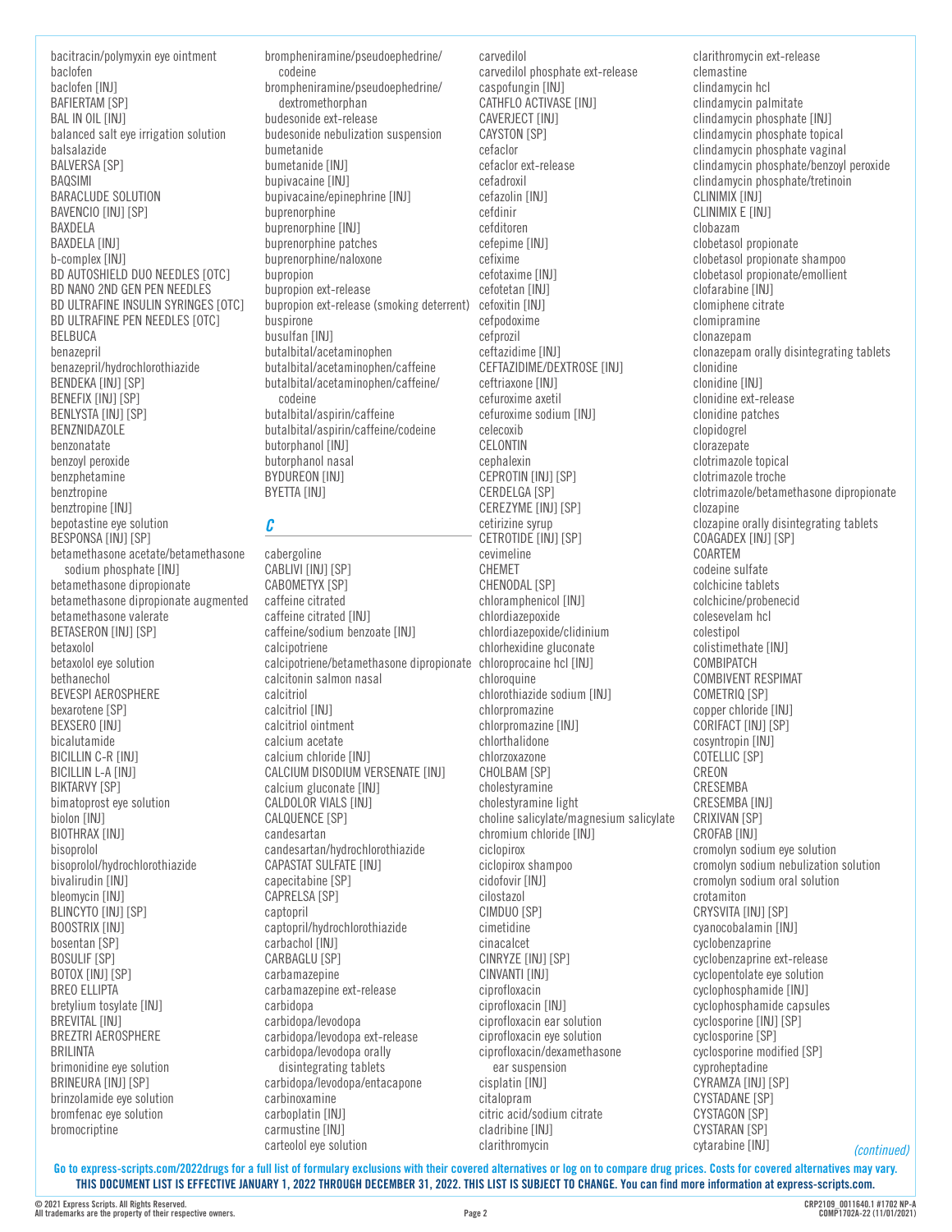bacitracin/polymyxin eye ointment
baclofen
baclofen [INJ]
BAFIERTAM [SP]
BAL IN OIL [INJ]
balanced salt eye irrigation solution
balsalazide
BALVERSA [SP]
BAQSIMI
BARACLUDE SOLUTION
BAVENCIO [INJ] [SP]
BAXDELA
BAXDELA [INJ]
b-complex [INJ]
BD AUTOSHIELD DUO NEEDLES [OTC]
BD NANO 2ND GEN PEN NEEDLES
BD ULTRAFINE INSULIN SYRINGES [OTC]
BD ULTRAFINE PEN NEEDLES [OTC]
BELBUCA
benazepril
benazepril/hydrochlorothiazide
BENDEKA [INJ] [SP]
BENEFIX [INJ] [SP]
BENLYSTA [INJ] [SP]
BENZNIDAZOLE
benzonatate
benzoyl peroxide
benzphetamine
benztropine
benztropine [INJ]
bepotastine eye solution
BESPONSA [INJ] [SP]
betamethasone acetate/betamethasone sodium phosphate [INJ]
betamethasone dipropionate
betamethasone dipropionate augmented
betamethasone valerate
BETASERON [INJ] [SP]
betaxolol
betaxolol eye solution
bethanechol
BEVESPI AEROSPHERE
bexarotene [SP]
BEXSERO [INJ]
bicalutamide
BICILLIN C-R [INJ]
BICILLIN L-A [INJ]
BIKTARVY [SP]
bimatoprost eye solution
biolon [INJ]
BIOTHRAX [INJ]
bisoprolol
bisoprolol/hydrochlorothiazide
bivalirudin [INJ]
bleomycin [INJ]
BLINCYTO [INJ] [SP]
BOOSTRIX [INJ]
bosentan [SP]
BOSULIF [SP]
BOTOX [INJ] [SP]
BREO ELLIPTA
bretylium tosylate [INJ]
BREVITAL [INJ]
BREZTRI AEROSPHERE
BRILINTA
brimonidine eye solution
BRINEURA [INJ] [SP]
brinzolamide eye solution
bromfenac eye solution
bromocriptine
brompheniramine/pseudoephedrine/codeine
brompheniramine/pseudoephedrine/dextromethorphan
budesonide ext-release
budesonide nebulization suspension
bumetanide
bumetanide [INJ]
bupivacaine [INJ]
bupivacaine/epinephrine [INJ]
buprenorphine
buprenorphine [INJ]
buprenorphine patches
buprenorphine/naloxone
bupropion
bupropion ext-release
bupropion ext-release (smoking deterrent)
buspirone
busulfan [INJ]
butalbital/acetaminophen
butalbital/acetaminophen/caffeine
butalbital/acetaminophen/caffeine/codeine
butalbital/aspirin/caffeine
butalbital/aspirin/caffeine/codeine
butorphanol [INJ]
butorphanol nasal
BYDUREON [INJ]
BYETTA [INJ]

## C

cabergoline
CABLIVI [INJ] [SP]
CABOMETYX [SP]
caffeine citrated
caffeine citrated [INJ]
caffeine/sodium benzoate [INJ]
calcipotriene
calcipotriene/betamethasone dipropionate
calcitonin salmon nasal
calcitriol
calcitriol [INJ]
calcitriol ointment
calcium acetate
calcium chloride [INJ]
CALCIUM DISODIUM VERSENATE [INJ]
calcium gluconate [INJ]
CALDOLOR VIALS [INJ]
CALQUENCE [SP]
candesartan
candesartan/hydrochlorothiazide
CAPASTAT SULFATE [INJ]
capecitabine [SP]
CAPRELSA [SP]
captopril
captopril/hydrochlorothiazide
carbachol [INJ]
CARBAGLU [SP]
carbamazepine
carbamazepine ext-release
carbidopa
carbidopa/levodopa
carbidopa/levodopa ext-release
carbidopa/levodopa orally disintegrating tablets
carbidopa/levodopa/entacapone
carbinoxamine
carboplatin [INJ]
carmustine [INJ]
carteolol eye solution
carvedilol
carvedilol phosphate ext-release
caspofungin [INJ]
CATHFLO ACTIVASE [INJ]
CAVERJECT [INJ]
CAYSTON [SP]
cefaclor
cefaclor ext-release
cefadroxil
cefazolin [INJ]
cefdinir
cefditoren
cefepime [INJ]
cefixime
cefotaxime [INJ]
cefotetan [INJ]
cefoxitin [INJ]
cefpodoxime
cefprozil
ceftazidime [INJ]
CEFTAZIDIME/DEXTROSE [INJ]
ceftriaxone [INJ]
cefuroxime axetil
cefuroxime sodium [INJ]
celecoxib
CELONTIN
cephalexin
CEPROTIN [INJ] [SP]
CERDELGA [SP]
CEREZYME [INJ] [SP]
cetirizine syrup
CETROTIDE [INJ] [SP]
cevimeline
CHEMET
CHENODAL [SP]
chloramphenicol [INJ]
chlordiazepoxide
chlordiazepoxide/clidinium
chlorhexidine gluconate
chloroprocaine hcl [INJ]
chloroquine
chlorothiazide sodium [INJ]
chlorpromazine
chlorpromazine [INJ]
chlorthalidone
chlorzoxazone
CHOLBAM [SP]
cholestyramine
cholestyramine light
choline salicylate/magnesium salicylate
chromium chloride [INJ]
ciclopirox
ciclopirox shampoo
cidofovir [INJ]
cilostazol
CIMDUO [SP]
cimetidine
cinacalcet
CINRYZE [INJ] [SP]
CINVANTI [INJ]
ciprofloxacin
ciprofloxacin [INJ]
ciprofloxacin ear solution
ciprofloxacin eye solution
ciprofloxacin/dexamethasone ear suspension
cisplatin [INJ]
citalopram
citric acid/sodium citrate
cladribine [INJ]
clarithromycin
clarithromycin ext-release
clemastine
clindamycin hcl
clindamycin palmitate
clindamycin phosphate [INJ]
clindamycin phosphate topical
clindamycin phosphate vaginal
clindamycin phosphate/benzoyl peroxide
clindamycin phosphate/tretinoin
CLINIMIX [INJ]
CLINIMIX E [INJ]
clobazam
clobetasol propionate
clobetasol propionate shampoo
clobetasol propionate/emollient
clofarabine [INJ]
clomiphene citrate
clomipramine
clonazepam
clonazepam orally disintegrating tablets
clonidine
clonidine [INJ]
clonidine ext-release
clonidine patches
clopidogrel
clorazepate
clotrimazole topical
clotrimazole troche
clotrimazole/betamethasone dipropionate
clozapine
clozapine orally disintegrating tablets
COAGADEX [INJ] [SP]
COARTEM
codeine sulfate
colchicine tablets
colchicine/probenecid
colesevelam hcl
colestipol
colistimethate [INJ]
COMBIPATCH
COMBIVENT RESPIMAT
COMETRIQ [SP]
copper chloride [INJ]
CORIFACT [INJ] [SP]
cosyntropin [INJ]
COTELLIC [SP]
CREON
CRESEMBA
CRESEMBA [INJ]
CRIXIVAN [SP]
CROFAB [INJ]
cromolyn sodium eye solution
cromolyn sodium nebulization solution
cromolyn sodium oral solution
crotamiton
CRYSVITA [INJ] [SP]
cyanocobalamin [INJ]
cyclobenzaprine
cyclobenzaprine ext-release
cyclopentolate eye solution
cyclophosphamide [INJ]
cyclophosphamide capsules
cyclosporine [INJ] [SP]
cyclosporine [SP]
cyclosporine modified [SP]
cyproheptadine
CYRAMZA [INJ] [SP]
CYSTADANE [SP]
CYSTAGON [SP]
CYSTARAN [SP]
cytarabine [INJ]

*(continued)*

**Go to express-scripts.com/2022drugs for a full list of formulary exclusions with their covered alternatives or log on to compare drug prices. Costs for covered alternatives may vary.**
**THIS DOCUMENT LIST IS EFFECTIVE JANUARY 1, 2022 THROUGH DECEMBER 31, 2022. THIS LIST IS SUBJECT TO CHANGE. You can find more information at express-scripts.com.**

© 2021 Express Scripts. All Rights Reserved.
All trademarks are the property of their respective owners.

CRP2109_0011640.1 #1702 NP-A
COMP1702A-22 (11/01/2021)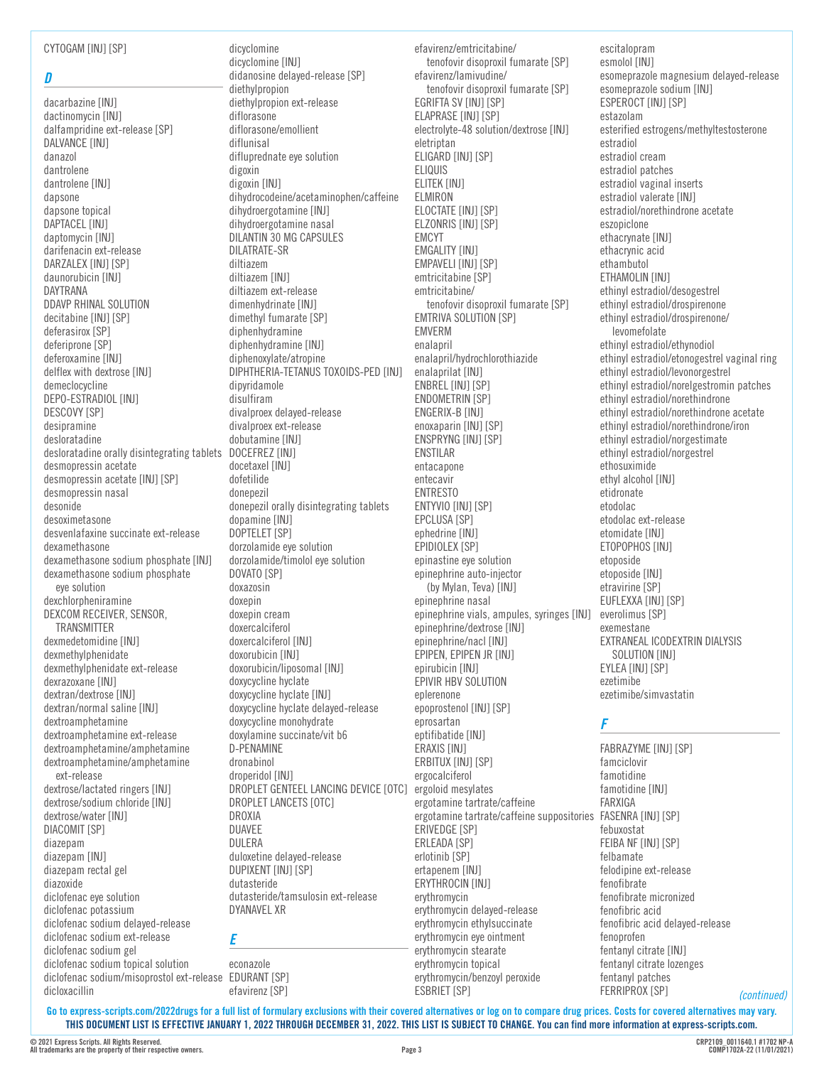CYTOGAM [INJ] [SP]

## D

dacarbazine [INJ]
dactinomycin [INJ]
dalfampridine ext-release [SP]
DALVANCE [INJ]
danazol
dantrolene
dantrolene [INJ]
dapsone
dapsone topical
DAPTACEL [INJ]
daptomycin [INJ]
darifenacin ext-release
DARZALEX [INJ] [SP]
daunorubicin [INJ]
DAYTRANA
DDAVP RHINAL SOLUTION
decitabine [INJ] [SP]
deferasirox [SP]
deferiprone [SP]
deferoxamine [INJ]
delflex with dextrose [INJ]
demeclocycline
DEPO-ESTRADIOL [INJ]
DESCOVY [SP]
desipramine
desloratadine
desloratadine orally disintegrating tablets
desmopressin acetate
desmopressin acetate [INJ] [SP]
desmopressin nasal
desonide
desoximetasone
desvenlafaxine succinate ext-release
dexamethasone
dexamethasone sodium phosphate [INJ]
dexamethasone sodium phosphate eye solution
dexchlorpheniramine
DEXCOM RECEIVER, SENSOR, TRANSMITTER
dexmedetomidine [INJ]
dexmethylphenidate
dexmethylphenidate ext-release
dexrazoxane [INJ]
dextran/dextrose [INJ]
dextran/normal saline [INJ]
dextroamphetamine
dextroamphetamine ext-release
dextroamphetamine/amphetamine
dextroamphetamine/amphetamine ext-release
dextrose/lactated ringers [INJ]
dextrose/sodium chloride [INJ]
dextrose/water [INJ]
DIACOMIT [SP]
diazepam
diazepam [INJ]
diazepam rectal gel
diazoxide
diclofenac eye solution
diclofenac potassium
diclofenac sodium delayed-release
diclofenac sodium ext-release
diclofenac sodium gel
diclofenac sodium topical solution
diclofenac sodium/misoprostol ext-release
dicloxacillin
dicyclomine
dicyclomine [INJ]
didanosine delayed-release [SP]
diethylpropion
diethylpropion ext-release
diflorasone
diflorasone/emollient
diflunisal
difluprednate eye solution
digoxin
digoxin [INJ]
dihydrocodeine/acetaminophen/caffeine
dihydroergotamine [INJ]
dihydroergotamine nasal
DILANTIN 30 MG CAPSULES
DILATRATE-SR
diltiazem
diltiazem [INJ]
diltiazem ext-release
dimenhydrinate [INJ]
dimethyl fumarate [SP]
diphenhydramine
diphenhydramine [INJ]
diphenoxylate/atropine
DIPHTHERIA-TETANUS TOXOIDS-PED [INJ]
dipyridamole
disulfiram
divalproex delayed-release
divalproex ext-release
dobutamine [INJ]
DOCEFREZ [INJ]
docetaxel [INJ]
dofetilide
donepezil
donepezil orally disintegrating tablets
dopamine [INJ]
DOPTELET [SP]
dorzolamide eye solution
dorzolamide/timolol eye solution
DOVATO [SP]
doxazosin
doxepin
doxepin cream
doxercalciferol
doxercalciferol [INJ]
doxorubicin [INJ]
doxorubicin/liposomal [INJ]
doxycycline hyclate
doxycycline hyclate [INJ]
doxycycline hyclate delayed-release
doxycycline monohydrate
doxylamine succinate/vit b6
D-PENAMINE
dronabinol
droperidol [INJ]
DROPLET GENTEEL LANCING DEVICE [OTC]
DROPLET LANCETS [OTC]
DROXIA
DUAVEE
DULERA
duloxetine delayed-release
DUPIXENT [INJ] [SP]
dutasteride
dutasteride/tamsulosin ext-release
DYANAVEL XR

## E

econazole
EDURANT [SP]
efavirenz [SP]
efavirenz/emtricitabine/tenofovir disoproxil fumarate [SP]
efavirenz/lamivudine/tenofovir disoproxil fumarate [SP]
EGRIFTA SV [INJ] [SP]
ELAPRASE [INJ] [SP]
electrolyte-48 solution/dextrose [INJ]
eletriptan
ELIGARD [INJ] [SP]
ELIQUIS
ELITEK [INJ]
ELMIRON
ELOCTATE [INJ] [SP]
ELZONRIS [INJ] [SP]
EMCYT
EMGALITY [INJ]
EMPAVELI [INJ] [SP]
emtricitabine [SP]
emtricitabine/tenofovir disoproxil fumarate [SP]
EMTRIVA SOLUTION [SP]
EMVERM
enalapril
enalapril/hydrochlorothiazide
enalaprilat [INJ]
ENBREL [INJ] [SP]
ENDOMETRIN [SP]
ENGERIX-B [INJ]
enoxaparin [INJ] [SP]
ENSPRYNG [INJ] [SP]
ENSTILAR
entacapone
entecavir
ENTRESTO
ENTYVIO [INJ] [SP]
EPCLUSA [SP]
ephedrine [INJ]
EPIDIOLEX [SP]
epinastine eye solution
epinephrine auto-injector (by Mylan, Teva) [INJ]
epinephrine nasal
epinephrine vials, ampules, syringes [INJ]
epinephrine/dextrose [INJ]
epinephrine/nacl [INJ]
EPIPEN, EPIPEN JR [INJ]
epirubicin [INJ]
EPIVIR HBV SOLUTION
eplerenone
epoprostenol [INJ] [SP]
eprosartan
eptifibatide [INJ]
ERAXIS [INJ]
ERBITUX [INJ] [SP]
ergocalciferol
ergoloid mesylates
ergotamine tartrate/caffeine
ergotamine tartrate/caffeine suppositories
ERIVEDGE [SP]
ERLEADA [SP]
erlotinib [SP]
ertapenem [INJ]
ERYTHROCIN [INJ]
erythromycin
erythromycin delayed-release
erythromycin ethylsuccinate
erythromycin eye ointment
erythromycin stearate
erythromycin topical
erythromycin/benzoyl peroxide
ESBRIET [SP]
escitalopram
esmolol [INJ]
esomeprazole magnesium delayed-release
esomeprazole sodium [INJ]
ESPEROCT [INJ] [SP]
estazolam
esterified estrogens/methyltestosterone
estradiol
estradiol cream
estradiol patches
estradiol vaginal inserts
estradiol valerate [INJ]
estradiol/norethindrone acetate
eszopiclone
ethacrynate [INJ]
ethacrynic acid
ethambutol
ETHAMOLIN [INJ]
ethinyl estradiol/desogestrel
ethinyl estradiol/drospirenone
ethinyl estradiol/drospirenone/levomefolate
ethinyl estradiol/ethynodiol
ethinyl estradiol/etonogestrel vaginal ring
ethinyl estradiol/levonorgestrel
ethinyl estradiol/norelgestromin patches
ethinyl estradiol/norethindrone
ethinyl estradiol/norethindrone acetate
ethinyl estradiol/norethindrone/iron
ethinyl estradiol/norgestimate
ethinyl estradiol/norgestrel
ethosuximide
ethyl alcohol [INJ]
etidronate
etodolac
etodolac ext-release
etomidate [INJ]
ETOPOPHOS [INJ]
etoposide
etoposide [INJ]
etravirine [SP]
EUFLEXXA [INJ] [SP]
everolimus [SP]
exemestane
EXTRANEAL ICODEXTRIN DIALYSIS SOLUTION [INJ]
EYLEA [INJ] [SP]
ezetimibe
ezetimibe/simvastatin

## F

FABRAZYME [INJ] [SP]
famciclovir
famotidine
famotidine [INJ]
FARXIGA
FASENRA [INJ] [SP]
febuxostat
FEIBA NF [INJ] [SP]
felbamate
felodipine ext-release
fenofibrate
fenofibrate micronized
fenofibric acid
fenofibric acid delayed-release
fenoprofen
fentanyl citrate [INJ]
fentanyl citrate lozenges
fentanyl patches
FERRIPROX [SP]

*(continued)*

**Go to express-scripts.com/2022drugs for a full list of formulary exclusions with their covered alternatives or log on to compare drug prices. Costs for covered alternatives may vary.**
**THIS DOCUMENT LIST IS EFFECTIVE JANUARY 1, 2022 THROUGH DECEMBER 31, 2022. THIS LIST IS SUBJECT TO CHANGE. You can find more information at express-scripts.com.**

© 2021 Express Scripts. All Rights Reserved.
All trademarks are the property of their respective owners.
CRP2109_0011640.1 #1702 NP-A
COMP1702A-22 (11/01/2021)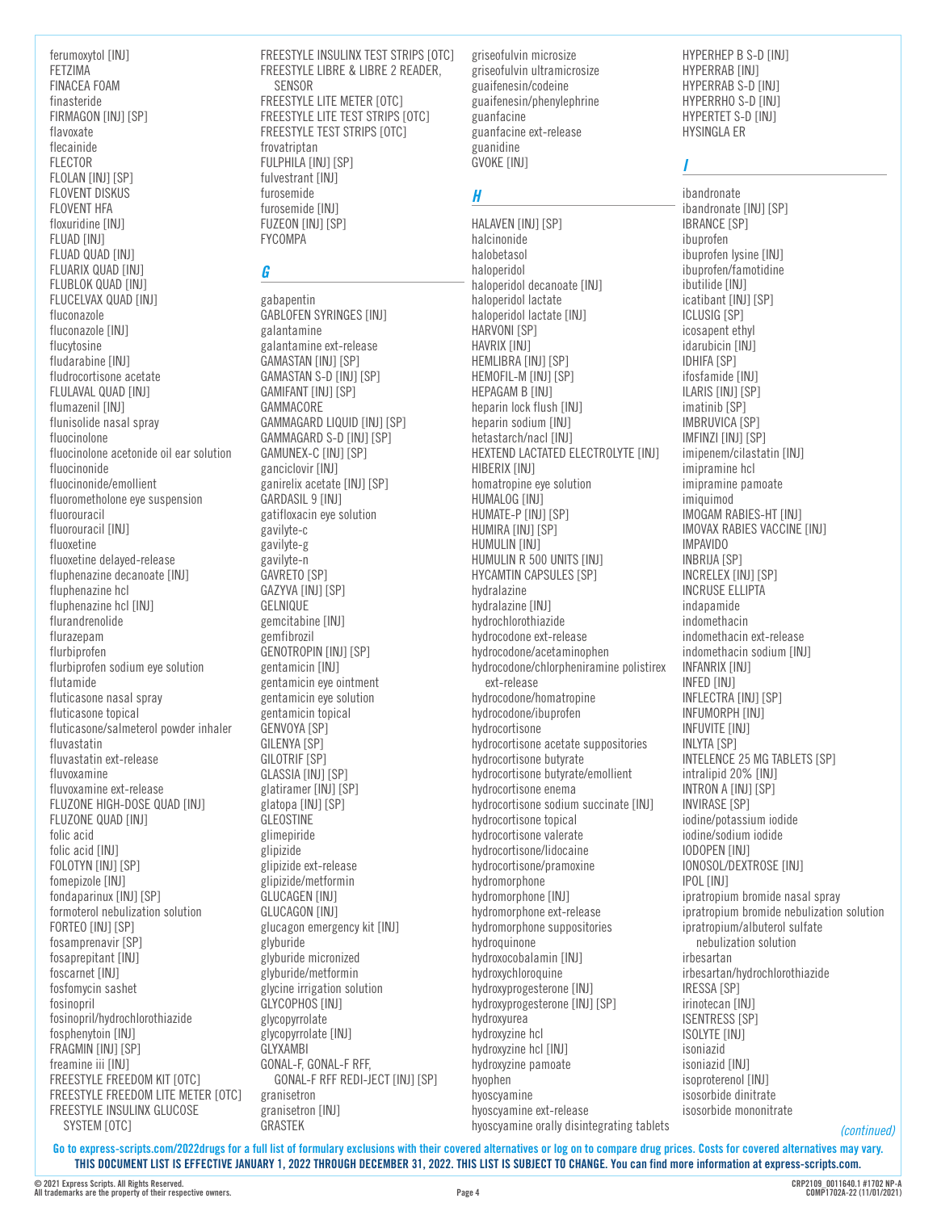ferumoxytol [INJ]
FETZIMA
FINACEA FOAM
finasteride
FIRMAGON [INJ] [SP]
flavoxate
flecainide
FLECTOR
FLOLAN [INJ] [SP]
FLOVENT DISKUS
FLOVENT HFA
floxuridine [INJ]
FLUAD [INJ]
FLUAD QUAD [INJ]
FLUARIX QUAD [INJ]
FLUBLOK QUAD [INJ]
FLUCELVAX QUAD [INJ]
fluconazole
fluconazole [INJ]
flucytosine
fludarabine [INJ]
fludrocortisone acetate
FLULAVAL QUAD [INJ]
flumazenil [INJ]
flunisolide nasal spray
fluocinolone
fluocinolone acetonide oil ear solution
fluocinonide
fluocinonide/emollient
fluorometholone eye suspension
fluorouracil
fluorouracil [INJ]
fluoxetine
fluoxetine delayed-release
fluphenazine decanoate [INJ]
fluphenazine hcl
fluphenazine hcl [INJ]
flurandrenolide
flurazepam
flurbiprofen
flurbiprofen sodium eye solution
flutamide
fluticasone nasal spray
fluticasone topical
fluticasone/salmeterol powder inhaler
fluvastatin
fluvastatin ext-release
fluvoxamine
fluvoxamine ext-release
FLUZONE HIGH-DOSE QUAD [INJ]
FLUZONE QUAD [INJ]
folic acid
folic acid [INJ]
FOLOTYN [INJ] [SP]
fomepizole [INJ]
fondaparinux [INJ] [SP]
formoterol nebulization solution
FORTEO [INJ] [SP]
fosamprenavir [SP]
fosaprepitant [INJ]
foscarnet [INJ]
fosfomycin sashet
fosinopril
fosinopril/hydrochlorothiazide
fosphenytoin [INJ]
FRAGMIN [INJ] [SP]
freamine iii [INJ]
FREESTYLE FREEDOM KIT [OTC]
FREESTYLE FREEDOM LITE METER [OTC]
FREESTYLE INSULINX GLUCOSE SYSTEM [OTC]
FREESTYLE INSULINX TEST STRIPS [OTC]
FREESTYLE LIBRE & LIBRE 2 READER, SENSOR
FREESTYLE LITE METER [OTC]
FREESTYLE LITE TEST STRIPS [OTC]
FREESTYLE TEST STRIPS [OTC]
frovatriptan
FULPHILA [INJ] [SP]
fulvestrant [INJ]
furosemide
furosemide [INJ]
FUZEON [INJ] [SP]
FYCOMPA

## *G*

gabapentin
GABLOFEN SYRINGES [INJ]
galantamine
galantamine ext-release
GAMASTAN [INJ] [SP]
GAMASTAN S-D [INJ] [SP]
GAMIFANT [INJ] [SP]
GAMMACORE
GAMMAGARD LIQUID [INJ] [SP]
GAMMAGARD S-D [INJ] [SP]
GAMUNEX-C [INJ] [SP]
ganciclovir [INJ]
ganirelix acetate [INJ] [SP]
GARDASIL 9 [INJ]
gatifloxacin eye solution
gavilyte-c
gavilyte-g
gavilyte-n
GAVRETO [SP]
GAZYVA [INJ] [SP]
GELNIQUE
gemcitabine [INJ]
gemfibrozil
GENOTROPIN [INJ] [SP]
gentamicin [INJ]
gentamicin eye ointment
gentamicin eye solution
gentamicin topical
GENVOYA [SP]
GILENYA [SP]
GILOTRIF [SP]
GLASSIA [INJ] [SP]
glatiramer [INJ] [SP]
glatopa [INJ] [SP]
GLEOSTINE
glimepiride
glipizide
glipizide ext-release
glipizide/metformin
GLUCAGEN [INJ]
GLUCAGON [INJ]
glucagon emergency kit [INJ]
glyburide
glyburide micronized
glyburide/metformin
glycine irrigation solution
GLYCOPHOS [INJ]
glycopyrrolate
glycopyrrolate [INJ]
GLYXAMBI
GONAL-F, GONAL-F RFF, GONAL-F RFF REDI-JECT [INJ] [SP]
granisetron
granisetron [INJ]
GRASTEK
griseofulvin microsize
griseofulvin ultramicrosize
guaifenesin/codeine
guaifenesin/phenylephrine
guanfacine
guanfacine ext-release
guanidine
GVOKE [INJ]

## *H*

HALAVEN [INJ] [SP]
halcinonide
halobetasol
haloperidol
haloperidol decanoate [INJ]
haloperidol lactate
haloperidol lactate [INJ]
HARVONI [SP]
HAVRIX [INJ]
HEMLIBRA [INJ] [SP]
HEMOFIL-M [INJ] [SP]
HEPAGAM B [INJ]
heparin lock flush [INJ]
heparin sodium [INJ]
hetastarch/nacl [INJ]
HEXTEND LACTATED ELECTROLYTE [INJ]
HIBERIX [INJ]
homatropine eye solution
HUMALOG [INJ]
HUMATE-P [INJ] [SP]
HUMIRA [INJ] [SP]
HUMULIN [INJ]
HUMULIN R 500 UNITS [INJ]
HYCAMTIN CAPSULES [SP]
hydralazine
hydralazine [INJ]
hydrochlorothiazide
hydrocodone ext-release
hydrocodone/acetaminophen
hydrocodone/chlorpheniramine polistirex ext-release
hydrocodone/homatropine
hydrocodone/ibuprofen
hydrocortisone
hydrocortisone acetate suppositories
hydrocortisone butyrate
hydrocortisone butyrate/emollient
hydrocortisone enema
hydrocortisone sodium succinate [INJ]
hydrocortisone topical
hydrocortisone valerate
hydrocortisone/lidocaine
hydrocortisone/pramoxine
hydromorphone
hydromorphone [INJ]
hydromorphone ext-release
hydromorphone suppositories
hydroquinone
hydroxocobalamin [INJ]
hydroxychloroquine
hydroxyprogesterone [INJ]
hydroxyprogesterone [INJ] [SP]
hydroxyurea
hydroxyzine hcl
hydroxyzine hcl [INJ]
hydroxyzine pamoate
hyophen
hyoscyamine
hyoscyamine ext-release
hyoscyamine orally disintegrating tablets
HYPERHEP B S-D [INJ]
HYPERRAB [INJ]
HYPERRAB S-D [INJ]
HYPERRHO S-D [INJ]
HYPERTET S-D [INJ]
HYSINGLA ER

## *I*

ibandronate
ibandronate [INJ] [SP]
IBRANCE [SP]
ibuprofen
ibuprofen lysine [INJ]
ibuprofen/famotidine
ibutilide [INJ]
icatibant [INJ] [SP]
ICLUSIG [SP]
icosapent ethyl
idarubicin [INJ]
IDHIFA [SP]
ifosfamide [INJ]
ILARIS [INJ] [SP]
imatinib [SP]
IMBRUVICA [SP]
IMFINZI [INJ] [SP]
imipenem/cilastatin [INJ]
imipramine hcl
imipramine pamoate
imiquimod
IMOGAM RABIES-HT [INJ]
IMOVAX RABIES VACCINE [INJ]
IMPAVIDO
INBRIJA [SP]
INCRELEX [INJ] [SP]
INCRUSE ELLIPTA
indapamide
indomethacin
indomethacin ext-release
indomethacin sodium [INJ]
INFANRIX [INJ]
INFED [INJ]
INFLECTRA [INJ] [SP]
INFUMORPH [INJ]
INFUVITE [INJ]
INLYTA [SP]
INTELENCE 25 MG TABLETS [SP]
intralipid 20% [INJ]
INTRON A [INJ] [SP]
INVIRASE [SP]
iodine/potassium iodide
iodine/sodium iodide
IODOPEN [INJ]
IONOSOL/DEXTROSE [INJ]
IPOL [INJ]
ipratropium bromide nasal spray
ipratropium bromide nebulization solution
ipratropium/albuterol sulfate nebulization solution
irbesartan
irbesartan/hydrochlorothiazide
IRESSA [SP]
irinotecan [INJ]
ISENTRESS [SP]
ISOLYTE [INJ]
isoniazid
isoniazid [INJ]
isoproterenol [INJ]
isosorbide dinitrate
isosorbide mononitrate

*(continued)*

**Go to express-scripts.com/2022drugs for a full list of formulary exclusions with their covered alternatives or log on to compare drug prices. Costs for covered alternatives may vary.**
**THIS DOCUMENT LIST IS EFFECTIVE JANUARY 1, 2022 THROUGH DECEMBER 31, 2022. THIS LIST IS SUBJECT TO CHANGE. You can find more information at express-scripts.com.**

© 2021 Express Scripts. All Rights Reserved.
All trademarks are the property of their respective owners.

CRP2109_0011640.1 #1702 NP-A
COMP1702A-22 (11/01/2021)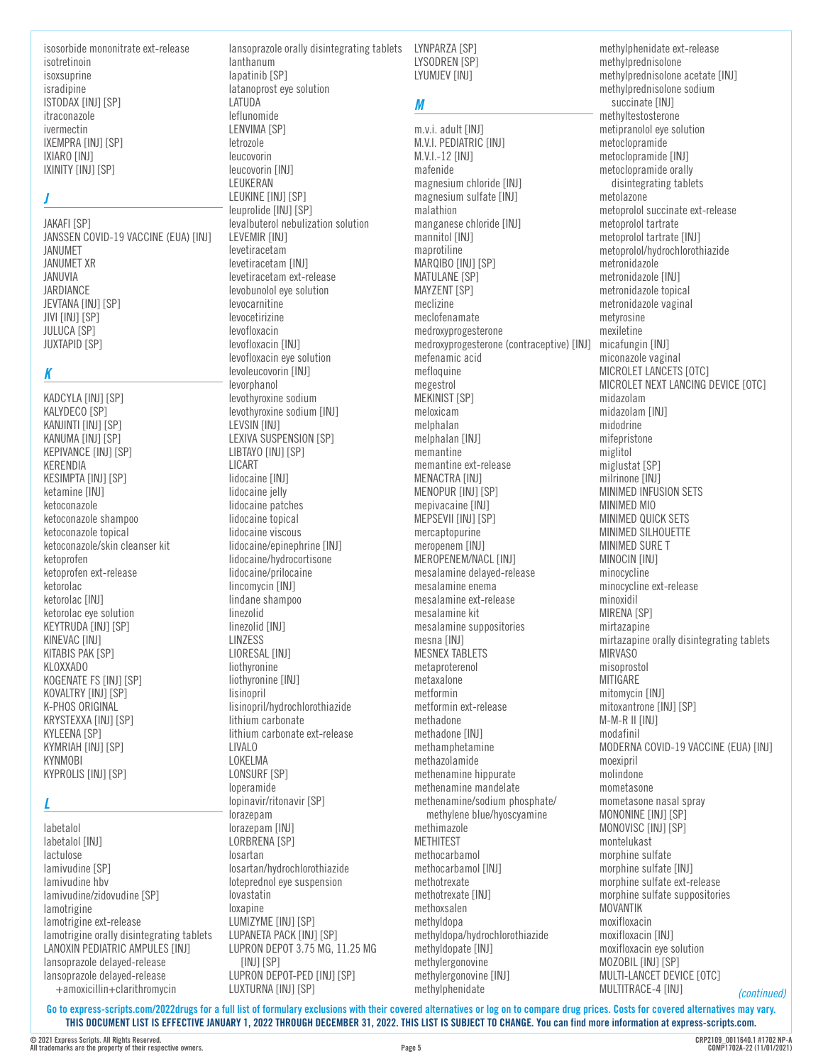isosorbide mononitrate ext-release
isotretinoin
isoxsuprine
isradipine
ISTODAX [INJ] [SP]
itraconazole
ivermectin
IXEMPRA [INJ] [SP]
IXIARO [INJ]
IXINITY [INJ] [SP]

## J

JAKAFI [SP]
JANSSEN COVID-19 VACCINE (EUA) [INJ]
JANUMET
JANUMET XR
JANUVIA
JARDIANCE
JEVTANA [INJ] [SP]
JIVI [INJ] [SP]
JULUCA [SP]
JUXTAPID [SP]

## K

KADCYLA [INJ] [SP]
KALYDECO [SP]
KANJINTI [INJ] [SP]
KANUMA [INJ] [SP]
KEPIVANCE [INJ] [SP]
KERENDIA
KESIMPTA [INJ] [SP]
ketamine [INJ]
ketoconazole
ketoconazole shampoo
ketoconazole topical
ketoconazole/skin cleanser kit
ketoprofen
ketoprofen ext-release
ketorolac
ketorolac [INJ]
ketorolac eye solution
KEYTRUDA [INJ] [SP]
KINEVAC [INJ]
KITABIS PAK [SP]
KLOXXADO
KOGENATE FS [INJ] [SP]
KOVALTRY [INJ] [SP]
K-PHOS ORIGINAL
KRYSTEXXA [INJ] [SP]
KYLEENA [SP]
KYMRIAH [INJ] [SP]
KYNMOBI
KYPROLIS [INJ] [SP]

## L

labetalol
labetalol [INJ]
lactulose
lamivudine [SP]
lamivudine hbv
lamivudine/zidovudine [SP]
lamotrigine
lamotrigine ext-release
lamotrigine orally disintegrating tablets
LANOXIN PEDIATRIC AMPULES [INJ]
lansoprazole delayed-release
lansoprazole delayed-release +amoxicillin+clarithromycin
lansoprazole orally disintegrating tablets
lanthanum
lapatinib [SP]
latanoprost eye solution
LATUDA
leflunomide
LENVIMA [SP]
letrozole
leucovorin
leucovorin [INJ]
LEUKERAN
LEUKINE [INJ] [SP]
leuprolide [INJ] [SP]
levalbuterol nebulization solution
LEVEMIR [INJ]
levetiracetam
levetiracetam [INJ]
levetiracetam ext-release
levobunolol eye solution
levocarnitine
levocetirizine
levofloxacin
levofloxacin [INJ]
levofloxacin eye solution
levoleucovorin [INJ]
levorphanol
levothyroxine sodium
levothyroxine sodium [INJ]
LEVSIN [INJ]
LEXIVA SUSPENSION [SP]
LIBTAYO [INJ] [SP]
LICART
lidocaine [INJ]
lidocaine jelly
lidocaine patches
lidocaine topical
lidocaine viscous
lidocaine/epinephrine [INJ]
lidocaine/hydrocortisone
lidocaine/prilocaine
lincomycin [INJ]
lindane shampoo
linezolid
linezolid [INJ]
LINZESS
LIORESAL [INJ]
liothyronine
liothyronine [INJ]
lisinopril
lisinopril/hydrochlorothiazide
lithium carbonate
lithium carbonate ext-release
LIVALO
LOKELMA
LONSURF [SP]
loperamide
lopinavir/ritonavir [SP]
lorazepam
lorazepam [INJ]
LORBRENA [SP]
losartan
losartan/hydrochlorothiazide
loteprednol eye suspension
lovastatin
loxapine
LUMIZYME [INJ] [SP]
LUPANETA PACK [INJ] [SP]
LUPRON DEPOT 3.75 MG, 11.25 MG [INJ] [SP]
LUPRON DEPOT-PED [INJ] [SP]
LUXTURNA [INJ] [SP]
LYNPARZA [SP]
LYSODREN [SP]
LYUMJEV [INJ]

## M

m.v.i. adult [INJ]
M.V.I. PEDIATRIC [INJ]
M.V.I.-12 [INJ]
mafenide
magnesium chloride [INJ]
magnesium sulfate [INJ]
malathion
manganese chloride [INJ]
mannitol [INJ]
maprotiline
MARQIBO [INJ] [SP]
MATULANE [SP]
MAYZENT [SP]
meclizine
meclofenamate
medroxyprogesterone
medroxyprogesterone (contraceptive) [INJ]
mefenamic acid
mefloquine
megestrol
MEKINIST [SP]
meloxicam
melphalan
melphalan [INJ]
memantine
memantine ext-release
MENACTRA [INJ]
MENOPUR [INJ] [SP]
mepivacaine [INJ]
MEPSEVII [INJ] [SP]
mercaptopurine
meropenem [INJ]
MEROPENEM/NACL [INJ]
mesalamine delayed-release
mesalamine enema
mesalamine ext-release
mesalamine kit
mesalamine suppositories
mesna [INJ]
MESNEX TABLETS
metaproterenol
metaxalone
metformin
metformin ext-release
methadone
methadone [INJ]
methamphetamine
methazolamide
methenamine hippurate
methenamine mandelate
methenamine/sodium phosphate/ methylene blue/hyoscyamine
methimazole
METHITEST
methocarbamol
methocarbamol [INJ]
methotrexate
methotrexate [INJ]
methoxsalen
methyldopa
methyldopa/hydrochlorothiazide
methyldopate [INJ]
methylergonovine
methylergonovine [INJ]
methylphenidate
methylphenidate ext-release
methylprednisolone
methylprednisolone acetate [INJ]
methylprednisolone sodium succinate [INJ]
methyltestosterone
metipranolol eye solution
metoclopramide
metoclopramide [INJ]
metoclopramide orally disintegrating tablets
metolazone
metoprolol succinate ext-release
metoprolol tartrate
metoprolol tartrate [INJ]
metoprolol/hydrochlorothiazide
metronidazole
metronidazole [INJ]
metronidazole topical
metronidazole vaginal
metyrosine
mexiletine
micafungin [INJ]
miconazole vaginal
MICROLET LANCETS [OTC]
MICROLET NEXT LANCING DEVICE [OTC]
midazolam
midazolam [INJ]
midodrine
mifepristone
miglitol
miglustat [SP]
milrinone [INJ]
MINIMED INFUSION SETS
MINIMED MIO
MINIMED QUICK SETS
MINIMED SILHOUETTE
MINIMED SURE T
MINOCIN [INJ]
minocycline
minocycline ext-release
minoxidil
MIRENA [SP]
mirtazapine
mirtazapine orally disintegrating tablets
MIRVASO
misoprostol
MITIGARE
mitomycin [INJ]
mitoxantrone [INJ] [SP]
M-M-R II [INJ]
modafinil
MODERNA COVID-19 VACCINE (EUA) [INJ]
moexipril
molindone
mometasone
mometasone nasal spray
MONONINE [INJ] [SP]
MONOVISC [INJ] [SP]
montelukast
morphine sulfate
morphine sulfate [INJ]
morphine sulfate ext-release
morphine sulfate suppositories
MOVANTIK
moxifloxacin
moxifloxacin [INJ]
moxifloxacin eye solution
MOZOBIL [INJ] [SP]
MULTI-LANCET DEVICE [OTC]
MULTITRACE-4 [INJ]

*(continued)*

**Go to express-scripts.com/2022drugs for a full list of formulary exclusions with their covered alternatives or log on to compare drug prices. Costs for covered alternatives may vary.**
**THIS DOCUMENT LIST IS EFFECTIVE JANUARY 1, 2022 THROUGH DECEMBER 31, 2022. THIS LIST IS SUBJECT TO CHANGE. You can find more information at express-scripts.com.**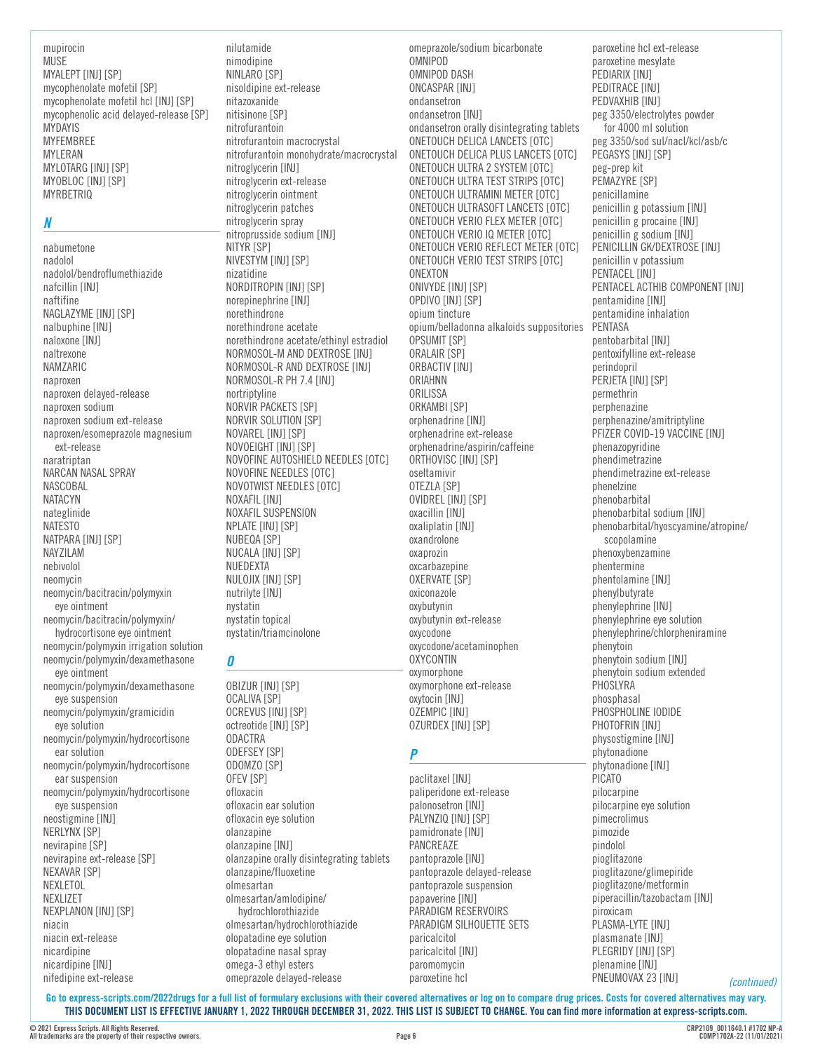mupirocin
MUSE
MYALEPT [INJ] [SP]
mycophenolate mofetil [SP]
mycophenolate mofetil hcl [INJ] [SP]
mycophenolic acid delayed-release [SP]
MYDAYIS
MYFEMBREE
MYLERAN
MYLOTARG [INJ] [SP]
MYOBLOC [INJ] [SP]
MYRBETRIQ

## *N*

nabumetone
nadolol
nadolol/bendroflumethiazide
nafcillin [INJ]
naftifine
NAGLAZYME [INJ] [SP]
nalbuphine [INJ]
naloxone [INJ]
naltrexone
NAMZARIC
naproxen
naproxen delayed-release
naproxen sodium
naproxen sodium ext-release
naproxen/esomeprazole magnesium ext-release
naratriptan
NARCAN NASAL SPRAY
NASCOBAL
NATACYN
nateglinide
NATESTO
NATPARA [INJ] [SP]
NAYZILAM
nebivolol
neomycin
neomycin/bacitracin/polymyxin eye ointment
neomycin/bacitracin/polymyxin/hydrocortisone eye ointment
neomycin/polymyxin irrigation solution
neomycin/polymyxin/dexamethasone eye ointment
neomycin/polymyxin/dexamethasone eye suspension
neomycin/polymyxin/gramicidin eye solution
neomycin/polymyxin/hydrocortisone ear solution
neomycin/polymyxin/hydrocortisone ear suspension
neomycin/polymyxin/hydrocortisone eye suspension
neostigmine [INJ]
NERLYNX [SP]
nevirapine [SP]
nevirapine ext-release [SP]
NEXAVAR [SP]
NEXLETOL
NEXLIZET
NEXPLANON [INJ] [SP]
niacin
niacin ext-release
nicardipine
nicardipine [INJ]
nifedipine ext-release
nilutamide
nimodipine
NINLARO [SP]
nisoldipine ext-release
nitazoxanide
nitisinone [SP]
nitrofurantoin
nitrofurantoin macrocrystal
nitrofurantoin monohydrate/macrocrystal
nitroglycerin [INJ]
nitroglycerin ext-release
nitroglycerin ointment
nitroglycerin patches
nitroglycerin spray
nitroprusside sodium [INJ]
NITYR [SP]
NIVESTYM [INJ] [SP]
nizatidine
NORDITROPIN [INJ] [SP]
norepinephrine [INJ]
norethindrone
norethindrone acetate
norethindrone acetate/ethinyl estradiol
NORMOSOL-M AND DEXTROSE [INJ]
NORMOSOL-R AND DEXTROSE [INJ]
NORMOSOL-R PH 7.4 [INJ]
nortriptyline
NORVIR PACKETS [SP]
NORVIR SOLUTION [SP]
NOVAREL [INJ] [SP]
NOVOEIGHT [INJ] [SP]
NOVOFINE AUTOSHIELD NEEDLES [OTC]
NOVOFINE NEEDLES [OTC]
NOVOTWIST NEEDLES [OTC]
NOXAFIL [INJ]
NOXAFIL SUSPENSION
NPLATE [INJ] [SP]
NUBEQA [SP]
NUCALA [INJ] [SP]
NUEDEXTA
NULOJIX [INJ] [SP]
nutrilyte [INJ]
nystatin
nystatin topical
nystatin/triamcinolone

## *O*

OBIZUR [INJ] [SP]
OCALIVA [SP]
OCREVUS [INJ] [SP]
octreotide [INJ] [SP]
ODACTRA
ODEFSEY [SP]
ODOMZO [SP]
OFEV [SP]
ofloxacin
ofloxacin ear solution
ofloxacin eye solution
olanzapine
olanzapine [INJ]
olanzapine orally disintegrating tablets
olanzapine/fluoxetine
olmesartan
olmesartan/amlodipine/hydrochlorothiazide
olmesartan/hydrochlorothiazide
olopatadine eye solution
olopatadine nasal spray
omega-3 ethyl esters
omeprazole delayed-release
omeprazole/sodium bicarbonate
OMNIPOD
OMNIPOD DASH
ONCASPAR [INJ]
ondansetron
ondansetron [INJ]
ondansetron orally disintegrating tablets
ONETOUCH DELICA LANCETS [OTC]
ONETOUCH DELICA PLUS LANCETS [OTC]
ONETOUCH ULTRA 2 SYSTEM [OTC]
ONETOUCH ULTRA TEST STRIPS [OTC]
ONETOUCH ULTRAMINI METER [OTC]
ONETOUCH ULTRASOFT LANCETS [OTC]
ONETOUCH VERIO FLEX METER [OTC]
ONETOUCH VERIO IQ METER [OTC]
ONETOUCH VERIO REFLECT METER [OTC]
ONETOUCH VERIO TEST STRIPS [OTC]
ONEXTON
ONIVYDE [INJ] [SP]
OPDIVO [INJ] [SP]
opium tincture
opium/belladonna alkaloids suppositories
OPSUMIT [SP]
ORALAIR [SP]
ORBACTIV [INJ]
ORIAHNN
ORILISSA
ORKAMBI [SP]
orphenadrine [INJ]
orphenadrine ext-release
orphenadrine/aspirin/caffeine
ORTHOVISC [INJ] [SP]
oseltamivir
OTEZLA [SP]
OVIDREL [INJ] [SP]
oxacillin [INJ]
oxaliplatin [INJ]
oxandrolone
oxaprozin
oxcarbazepine
OXERVATE [SP]
oxiconazole
oxybutynin
oxybutynin ext-release
oxycodone
oxycodone/acetaminophen
OXYCONTIN
oxymorphone
oxymorphone ext-release
oxytocin [INJ]
OZEMPIC [INJ]
OZURDEX [INJ] [SP]

## *P*

paclitaxel [INJ]
paliperidone ext-release
palonosetron [INJ]
PALYNZIQ [INJ] [SP]
pamidronate [INJ]
PANCREAZE
pantoprazole [INJ]
pantoprazole delayed-release
pantoprazole suspension
papaverine [INJ]
PARADIGM RESERVOIRS
PARADIGM SILHOUETTE SETS
paricalcitol
paricalcitol [INJ]
paromomycin
paroxetine hcl
paroxetine hcl ext-release
paroxetine mesylate
PEDIARIX [INJ]
PEDITRACE [INJ]
PEDVAXHIB [INJ]
peg 3350/electrolytes powder for 4000 ml solution
peg 3350/sod sul/nacl/kcl/asb/c
PEGASYS [INJ] [SP]
peg-prep kit
PEMAZYRE [SP]
penicillamine
penicillin g potassium [INJ]
penicillin g procaine [INJ]
penicillin g sodium [INJ]
PENICILLIN GK/DEXTROSE [INJ]
penicillin v potassium
PENTACEL [INJ]
PENTACEL ACTHIB COMPONENT [INJ]
pentamidine [INJ]
pentamidine inhalation
PENTASA
pentobarbital [INJ]
pentoxifylline ext-release
perindopril
PERJETA [INJ] [SP]
permethrin
perphenazine
perphenazine/amitriptyline
PFIZER COVID-19 VACCINE [INJ]
phenazopyridine
phendimetrazine
phendimetrazine ext-release
phenelzine
phenobarbital
phenobarbital sodium [INJ]
phenobarbital/hyoscyamine/atropine/scopolamine
phenoxybenzamine
phentermine
phentolamine [INJ]
phenylbutyrate
phenylephrine [INJ]
phenylephrine eye solution
phenylephrine/chlorpheniramine
phenytoin
phenytoin sodium [INJ]
phenytoin sodium extended
PHOSLYRA
phosphasal
PHOSPHOLINE IODIDE
PHOTOFRIN [INJ]
physostigmine [INJ]
phytonadione
phytonadione [INJ]
PICATO
pilocarpine
pilocarpine eye solution
pimecrolimus
pimozide
pindolol
pioglitazone
pioglitazone/glimepiride
pioglitazone/metformin
piperacillin/tazobactam [INJ]
piroxicam
PLASMA-LYTE [INJ]
plasmanate [INJ]
PLEGRIDY [INJ] [SP]
plenamine [INJ]
PNEUMOVAX 23 [INJ]

*(continued)*

**Go to express-scripts.com/2022drugs for a full list of formulary exclusions with their covered alternatives or log on to compare drug prices. Costs for covered alternatives may vary.**
**THIS DOCUMENT LIST IS EFFECTIVE JANUARY 1, 2022 THROUGH DECEMBER 31, 2022. THIS LIST IS SUBJECT TO CHANGE. You can find more information at express-scripts.com.**

© 2021 Express Scripts. All Rights Reserved.
All trademarks are the property of their respective owners.

CRP2109_0011640.1 #1702 NP-A
COMP1702A-22 (11/01/2021)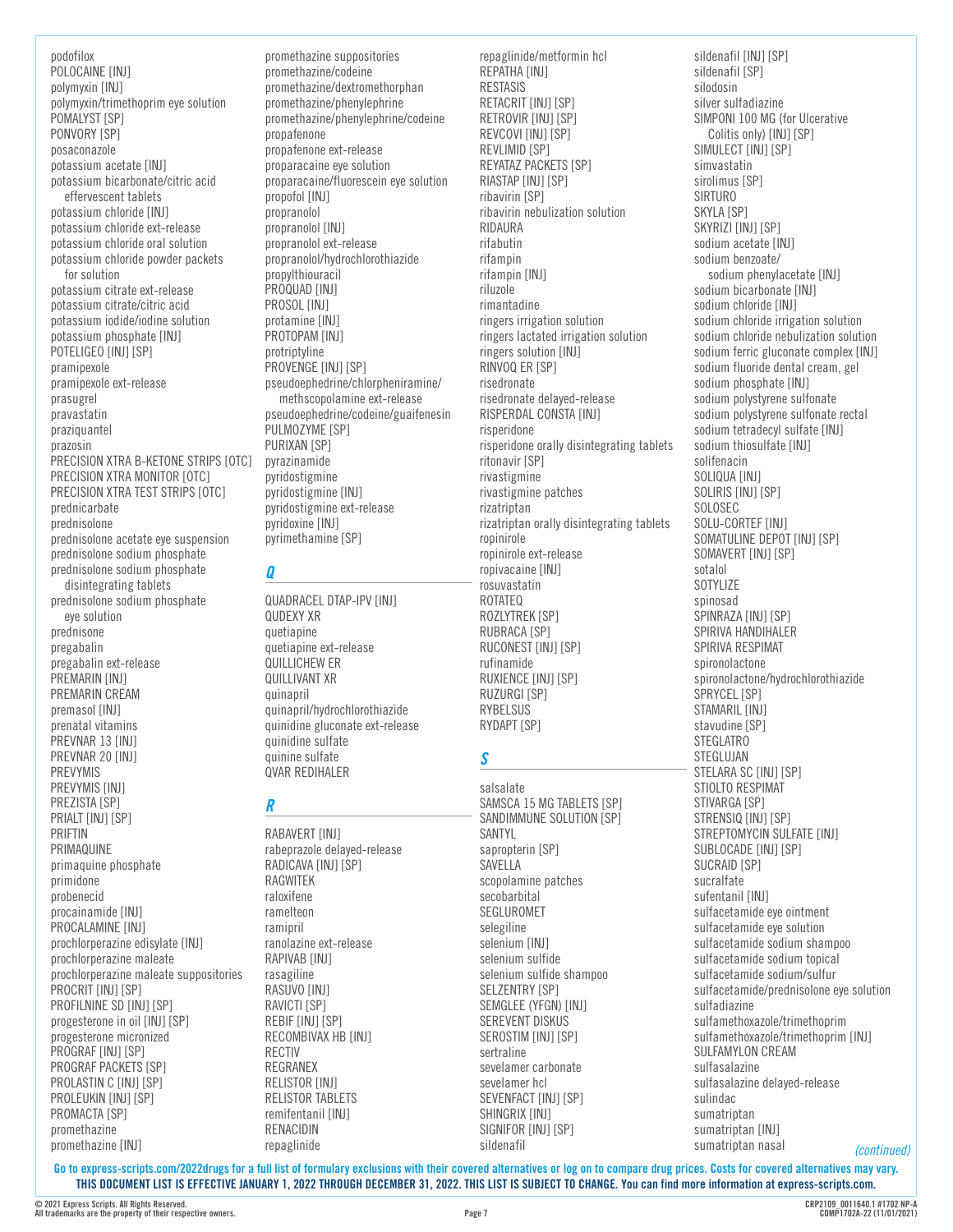podofilox
POLOCAINE [INJ]
polymyxin [INJ]
polymyxin/trimethoprim eye solution
POMALYST [SP]
PONVORY [SP]
posaconazole
potassium acetate [INJ]
potassium bicarbonate/citric acid effervescent tablets
potassium chloride [INJ]
potassium chloride ext-release
potassium chloride oral solution
potassium chloride powder packets for solution
potassium citrate ext-release
potassium citrate/citric acid
potassium iodide/iodine solution
potassium phosphate [INJ]
POTELIGEO [INJ] [SP]
pramipexole
pramipexole ext-release
prasugrel
pravastatin
praziquantel
prazosin
PRECISION XTRA B-KETONE STRIPS [OTC]
PRECISION XTRA MONITOR [OTC]
PRECISION XTRA TEST STRIPS [OTC]
prednicarbate
prednisolone
prednisolone acetate eye suspension
prednisolone sodium phosphate
prednisolone sodium phosphate disintegrating tablets
prednisolone sodium phosphate eye solution
prednisone
pregabalin
pregabalin ext-release
PREMARIN [INJ]
PREMARIN CREAM
premasol [INJ]
prenatal vitamins
PREVNAR 13 [INJ]
PREVNAR 20 [INJ]
PREVYMIS
PREVYMIS [INJ]
PREZISTA [SP]
PRIALT [INJ] [SP]
PRIFTIN
PRIMAQUINE
primaquine phosphate
primidone
probenecid
procainamide [INJ]
PROCALAMINE [INJ]
prochlorperazine edisylate [INJ]
prochlorperazine maleate
prochlorperazine maleate suppositories
PROCRIT [INJ] [SP]
PROFILNINE SD [INJ] [SP]
progesterone in oil [INJ] [SP]
progesterone micronized
PROGRAF [INJ] [SP]
PROGRAF PACKETS [SP]
PROLASTIN C [INJ] [SP]
PROLEUKIN [INJ] [SP]
PROMACTA [SP]
promethazine
promethazine [INJ]
promethazine suppositories
promethazine/codeine
promethazine/dextromethorphan
promethazine/phenylephrine
promethazine/phenylephrine/codeine
propafenone
propafenone ext-release
proparacaine eye solution
proparacaine/fluorescein eye solution
propofol [INJ]
propranolol
propranolol [INJ]
propranolol ext-release
propranolol/hydrochlorothiazide
propylthiouracil
PROQUAD [INJ]
PROSOL [INJ]
protamine [INJ]
PROTOPAM [INJ]
protriptyline
PROVENGE [INJ] [SP]
pseudoephedrine/chlorpheniramine/ methscopolamine ext-release
pseudoephedrine/codeine/guaifenesin
PULMOZYME [SP]
PURIXAN [SP]
pyrazinamide
pyridostigmine
pyridostigmine [INJ]
pyridostigmine ext-release
pyridoxine [INJ]
pyrimethamine [SP]

## Q

QUADRACEL DTAP-IPV [INJ]
QUDEXY XR
quetiapine
quetiapine ext-release
QUILLICHEW ER
QUILLIVANT XR
quinapril
quinapril/hydrochlorothiazide
quinidine gluconate ext-release
quinidine sulfate
quinine sulfate
QVAR REDIHALER

## R

RABAVERT [INJ]
rabeprazole delayed-release
RADICAVA [INJ] [SP]
RAGWITEK
raloxifene
ramelteon
ramipril
ranolazine ext-release
RAPIVAB [INJ]
rasagiline
RASUVO [INJ]
RAVICTI [SP]
REBIF [INJ] [SP]
RECOMBIVAX HB [INJ]
RECTIV
REGRANEX
RELISTOR [INJ]
RELISTOR TABLETS
remifentanil [INJ]
RENACIDIN
repaglinide
repaglinide/metformin hcl
REPATHA [INJ]
RESTASIS
RETACRIT [INJ] [SP]
RETROVIR [INJ] [SP]
REVCOVI [INJ] [SP]
REVLIMID [SP]
REYATAZ PACKETS [SP]
RIASTAP [INJ] [SP]
ribavirin [SP]
ribavirin nebulization solution
RIDAURA
rifabutin
rifampin
rifampin [INJ]
riluzole
rimantadine
ringers irrigation solution
ringers lactated irrigation solution
ringers solution [INJ]
RINVOQ ER [SP]
risedronate
risedronate delayed-release
RISPERDAL CONSTA [INJ]
risperidone
risperidone orally disintegrating tablets
ritonavir [SP]
rivastigmine
rivastigmine patches
rizatriptan
rizatriptan orally disintegrating tablets
ropinirole
ropinirole ext-release
ropivacaine [INJ]
rosuvastatin
ROTATEQ
ROZLYTREK [SP]
RUBRACA [SP]
RUCONEST [INJ] [SP]
rufinamide
RUXIENCE [INJ] [SP]
RUZURGI [SP]
RYBELSUS
RYDAPT [SP]

## S

salsalate
SAMSCA 15 MG TABLETS [SP]
SANDIMMUNE SOLUTION [SP]
SANTYL
sapropterin [SP]
SAVELLA
scopolamine patches
secobarbital
SEGLUROMET
selegiline
selenium [INJ]
selenium sulfide
selenium sulfide shampoo
SELZENTRY [SP]
SEMGLEE (YFGN) [INJ]
SEREVENT DISKUS
SEROSTIM [INJ] [SP]
sertraline
sevelamer carbonate
sevelamer hcl
SEVENFACT [INJ] [SP]
SHINGRIX [INJ]
SIGNIFOR [INJ] [SP]
sildenafil
sildenafil [INJ] [SP]
sildenafil [SP]
silodosin
silver sulfadiazine
SIMPONI 100 MG (for Ulcerative Colitis only) [INJ] [SP]
SIMULECT [INJ] [SP]
simvastatin
sirolimus [SP]
SIRTURO
SKYLA [SP]
SKYRIZI [INJ] [SP]
sodium acetate [INJ]
sodium benzoate/ sodium phenylacetate [INJ]
sodium bicarbonate [INJ]
sodium chloride [INJ]
sodium chloride irrigation solution
sodium chloride nebulization solution
sodium ferric gluconate complex [INJ]
sodium fluoride dental cream, gel
sodium phosphate [INJ]
sodium polystyrene sulfonate
sodium polystyrene sulfonate rectal
sodium tetradecyl sulfate [INJ]
sodium thiosulfate [INJ]
solifenacin
SOLIQUA [INJ]
SOLIRIS [INJ] [SP]
SOLOSEC
SOLU-CORTEF [INJ]
SOMATULINE DEPOT [INJ] [SP]
SOMAVERT [INJ] [SP]
sotalol
SOTYLIZE
spinosad
SPINRAZA [INJ] [SP]
SPIRIVA HANDIHALER
SPIRIVA RESPIMAT
spironolactone
spironolactone/hydrochlorothiazide
SPRYCEL [SP]
STAMARIL [INJ]
stavudine [SP]
STEGLATRO
STEGLUJAN
STELARA SC [INJ] [SP]
STIOLTO RESPIMAT
STIVARGA [SP]
STRENSIQ [INJ] [SP]
STREPTOMYCIN SULFATE [INJ]
SUBLOCADE [INJ] [SP]
SUCRAID [SP]
sucralfate
sufentanil [INJ]
sulfacetamide eye ointment
sulfacetamide eye solution
sulfacetamide sodium shampoo
sulfacetamide sodium topical
sulfacetamide sodium/sulfur
sulfacetamide/prednisolone eye solution
sulfadiazine
sulfamethoxazole/trimethoprim
sulfamethoxazole/trimethoprim [INJ]
SULFAMYLON CREAM
sulfasalazine
sulfasalazine delayed-release
sulindac
sumatriptan
sumatriptan [INJ]
sumatriptan nasal

*(continued)*

**Go to express-scripts.com/2022drugs for a full list of formulary exclusions with their covered alternatives or log on to compare drug prices. Costs for covered alternatives may vary.**
**THIS DOCUMENT LIST IS EFFECTIVE JANUARY 1, 2022 THROUGH DECEMBER 31, 2022. THIS LIST IS SUBJECT TO CHANGE. You can find more information at express-scripts.com.**

© 2021 Express Scripts. All Rights Reserved.
All trademarks are the property of their respective owners.

CRP2109_0011640.1 #1702 NP-A
COMP1702A-22 (11/01/2021)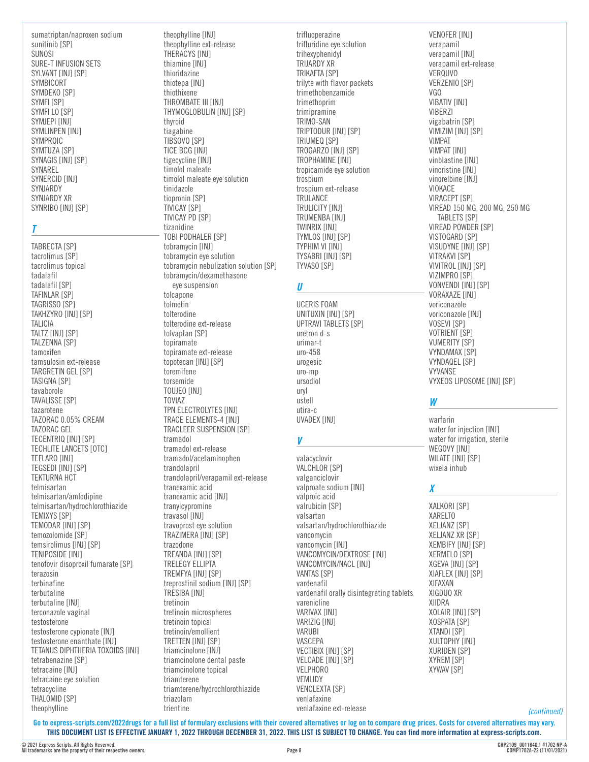sumatriptan/naproxen sodium
sunitinib [SP]
SUNOSI
SURE-T INFUSION SETS
SYLVANT [INJ] [SP]
SYMBICORT
SYMDEKO [SP]
SYMFI [SP]
SYMFI LO [SP]
SYMJEPI [INJ]
SYMLINPEN [INJ]
SYMPROIC
SYMTUZA [SP]
SYNAGIS [INJ] [SP]
SYNAREL
SYNERCID [INJ]
SYNJARDY
SYNJARDY XR
SYNRIBO [INJ] [SP]

## *T*

TABRECTA [SP]
tacrolimus [SP]
tacrolimus topical
tadalafil
tadalafil [SP]
TAFINLAR [SP]
TAGRISSO [SP]
TAKHZYRO [INJ] [SP]
TALICIA
TALTZ [INJ] [SP]
TALZENNA [SP]
tamoxifen
tamsulosin ext-release
TARGRETIN GEL [SP]
TASIGNA [SP]
tavaborole
TAVALISSE [SP]
tazarotene
TAZORAC 0.05% CREAM
TAZORAC GEL
TECENTRIQ [INJ] [SP]
TECHLITE LANCETS [OTC]
TEFLARO [INJ]
TEGSEDI [INJ] [SP]
TEKTURNA HCT
telmisartan
telmisartan/amlodipine
telmisartan/hydrochlorothiazide
TEMIXYS [SP]
TEMODAR [INJ] [SP]
temozolomide [SP]
temsirolimus [INJ] [SP]
TENIPOSIDE [INJ]
tenofovir disoproxil fumarate [SP]
terazosin
terbinafine
terbutaline
terbutaline [INJ]
terconazole vaginal
testosterone
testosterone cypionate [INJ]
testosterone enanthate [INJ]
TETANUS DIPHTHERIA TOXOIDS [INJ]
tetrabenazine [SP]
tetracaine [INJ]
tetracaine eye solution
tetracycline
THALOMID [SP]
theophylline
theophylline [INJ]
theophylline ext-release
THERACYS [INJ]
thiamine [INJ]
thioridazine
thiotepa [INJ]
thiothixene
THROMBATE III [INJ]
THYMOGLOBULIN [INJ] [SP]
thyroid
tiagabine
TIBSOVO [SP]
TICE BCG [INJ]
tigecycline [INJ]
timolol maleate
timolol maleate eye solution
tinidazole
tiopronin [SP]
TIVICAY [SP]
TIVICAY PD [SP]
tizanidine
TOBI PODHALER [SP]
tobramycin [INJ]
tobramycin eye solution
tobramycin nebulization solution [SP]
tobramycin/dexamethasone eye suspension
tolcapone
tolmetin
tolterodine
tolterodine ext-release
tolvaptan [SP]
topiramate
topiramate ext-release
topotecan [INJ] [SP]
toremifene
torsemide
TOUJEO [INJ]
TOVIAZ
TPN ELECTROLYTES [INJ]
TRACE ELEMENTS-4 [INJ]
TRACLEER SUSPENSION [SP]
tramadol
tramadol ext-release
tramadol/acetaminophen
trandolapril
trandolapril/verapamil ext-release
tranexamic acid
tranexamic acid [INJ]
tranylcypromine
travasol [INJ]
travoprost eye solution
TRAZIMERA [INJ] [SP]
trazodone
TREANDA [INJ] [SP]
TRELEGY ELLIPTA
TREMFYA [INJ] [SP]
treprostinil sodium [INJ] [SP]
TRESIBA [INJ]
tretinoin
tretinoin microspheres
tretinoin topical
tretinoin/emollient
TRETTEN [INJ] [SP]
triamcinolone [INJ]
triamcinolone dental paste
triamcinolone topical
triamterene
triamterene/hydrochlorothiazide
triazolam
trientine
trifluoperazine
trifluridine eye solution
trihexyphenidyl
TRIJARDY XR
TRIKAFTA [SP]
trilyte with flavor packets
trimethobenzamide
trimethoprim
trimipramine
TRIMO-SAN
TRIPTODUR [INJ] [SP]
TRIUMEQ [SP]
TROGARZO [INJ] [SP]
TROPHAMINE [INJ]
tropicamide eye solution
trospium
trospium ext-release
TRULANCE
TRULICITY [INJ]
TRUMENBA [INJ]
TWINRIX [INJ]
TYMLOS [INJ] [SP]
TYPHIM VI [INJ]
TYSABRI [INJ] [SP]
TYVASO [SP]

## *U*

UCERIS FOAM
UNITUXIN [INJ] [SP]
UPTRAVI TABLETS [SP]
uretron d-s
urimar-t
uro-458
urogesic
uro-mp
ursodiol
uryl
ustell
utira-c
UVADEX [INJ]

## *V*

valacyclovir
VALCHLOR [SP]
valganciclovir
valproate sodium [INJ]
valproic acid
valrubicin [SP]
valsartan
valsartan/hydrochlorothiazide
vancomycin
vancomycin [INJ]
VANCOMYCIN/DEXTROSE [INJ]
VANCOMYCIN/NACL [INJ]
VANTAS [SP]
vardenafil
vardenafil orally disintegrating tablets
varenicline
VARIVAX [INJ]
VARIZIG [INJ]
VARUBI
VASCEPA
VECTIBIX [INJ] [SP]
VELCADE [INJ] [SP]
VELPHORO
VEMLIDY
VENCLEXTA [SP]
venlafaxine
venlafaxine ext-release
VENOFER [INJ]
verapamil
verapamil [INJ]
verapamil ext-release
VERQUVO
VERZENIO [SP]
VGO
VIBATIV [INJ]
VIBERZI
vigabatrin [SP]
VIMIZIM [INJ] [SP]
VIMPAT
VIMPAT [INJ]
vinblastine [INJ]
vincristine [INJ]
vinorelbine [INJ]
VIOKACE
VIRACEPT [SP]
VIREAD 150 MG, 200 MG, 250 MG TABLETS [SP]
VIREAD POWDER [SP]
VISTOGARD [SP]
VISUDYNE [INJ] [SP]
VITRAKVI [SP]
VIVITROL [INJ] [SP]
VIZIMPRO [SP]
VONVENDI [INJ] [SP]
VORAXAZE [INJ]
voriconazole
voriconazole [INJ]
VOSEVI [SP]
VOTRIENT [SP]
VUMERITY [SP]
VYNDAMAX [SP]
VYNDAQEL [SP]
VYVANSE
VYXEOS LIPOSOME [INJ] [SP]

## *W*

warfarin
water for injection [INJ]
water for irrigation, sterile
WEGOVY [INJ]
WILATE [INJ] [SP]
wixela inhub

## *X*

XALKORI [SP]
XARELTO
XELJANZ [SP]
XELJANZ XR [SP]
XEMBIFY [INJ] [SP]
XERMELO [SP]
XGEVA [INJ] [SP]
XIAFLEX [INJ] [SP]
XIFAXAN
XIGDUO XR
XIIDRA
XOLAIR [INJ] [SP]
XOSPATA [SP]
XTANDI [SP]
XULTOPHY [INJ]
XURIDEN [SP]
XYREM [SP]
XYWAV [SP]

*(continued)*

**Go to express-scripts.com/2022drugs for a full list of formulary exclusions with their covered alternatives or log on to compare drug prices. Costs for covered alternatives may vary.**
**THIS DOCUMENT LIST IS EFFECTIVE JANUARY 1, 2022 THROUGH DECEMBER 31, 2022. THIS LIST IS SUBJECT TO CHANGE. You can find more information at express-scripts.com.**

© 2021 Express Scripts. All Rights Reserved.
All trademarks are the property of their respective owners.

CRP2109_0011640.1 #1702 NP-A
COMP1702A-22 (11/01/2021)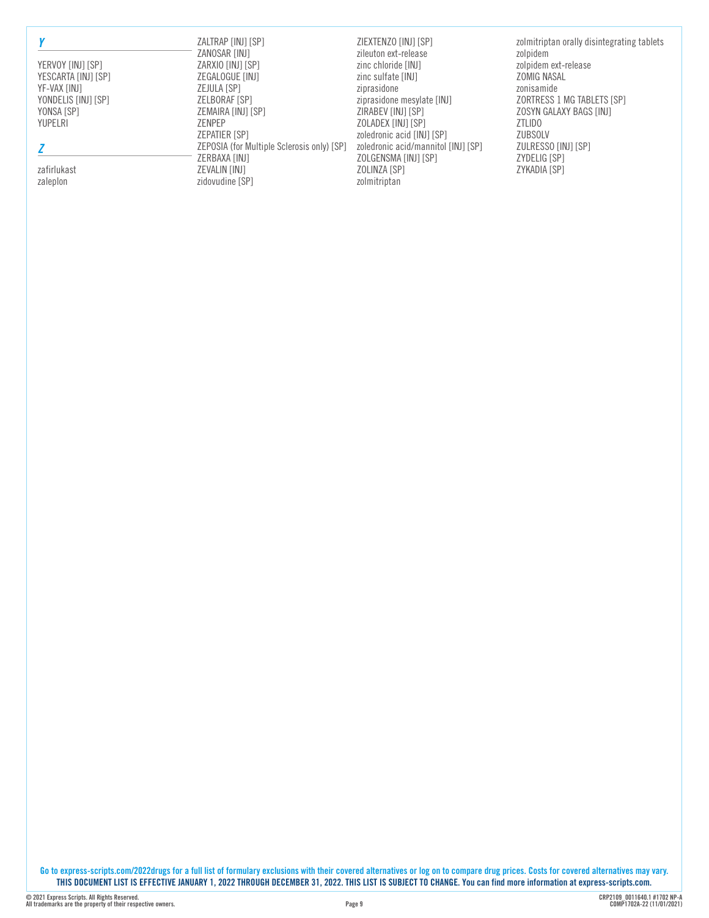## Y

YERVOY [INJ] [SP]
YESCARTA [INJ] [SP]
YF-VAX [INJ]
YONDELIS [INJ] [SP]
YONSA [SP]
YUPELRI

## Z

zafirlukast
zaleplon
ZALTRAP [INJ] [SP]
ZANOSAR [INJ]
ZARXIO [INJ] [SP]
ZEGALOGUE [INJ]
ZEJULA [SP]
ZELBORAF [SP]
ZEMAIRA [INJ] [SP]
ZENPEP
ZEPATIER [SP]
ZEPOSIA (for Multiple Sclerosis only) [SP]
ZERBAXA [INJ]
ZEVALIN [INJ]
zidovudine [SP]
ZIEXTENZO [INJ] [SP]
zileuton ext-release
zinc chloride [INJ]
zinc sulfate [INJ]
ziprasidone
ziprasidone mesylate [INJ]
ZIRABEV [INJ] [SP]
ZOLADEX [INJ] [SP]
zoledronic acid [INJ] [SP]
zoledronic acid/mannitol [INJ] [SP]
ZOLGENSMA [INJ] [SP]
ZOLINZA [SP]
zolmitriptan
zolmitriptan orally disintegrating tablets
zolpidem
zolpidem ext-release
ZOMIG NASAL
zonisamide
ZORTRESS 1 MG TABLETS [SP]
ZOSYN GALAXY BAGS [INJ]
ZTLIDO
ZUBSOLV
ZULRESSO [INJ] [SP]
ZYDELIG [SP]
ZYKADIA [SP]

**Go to express-scripts.com/2022drugs for a full list of formulary exclusions with their covered alternatives or log on to compare drug prices. Costs for covered alternatives may vary.**
**THIS DOCUMENT LIST IS EFFECTIVE JANUARY 1, 2022 THROUGH DECEMBER 31, 2022. THIS LIST IS SUBJECT TO CHANGE. You can find more information at express-scripts.com.**

© 2021 Express Scripts. All Rights Reserved.
All trademarks are the property of their respective owners.

CRP2109_0011640.1 #1702 NP-A
COMP1702A-22 (11/01/2021)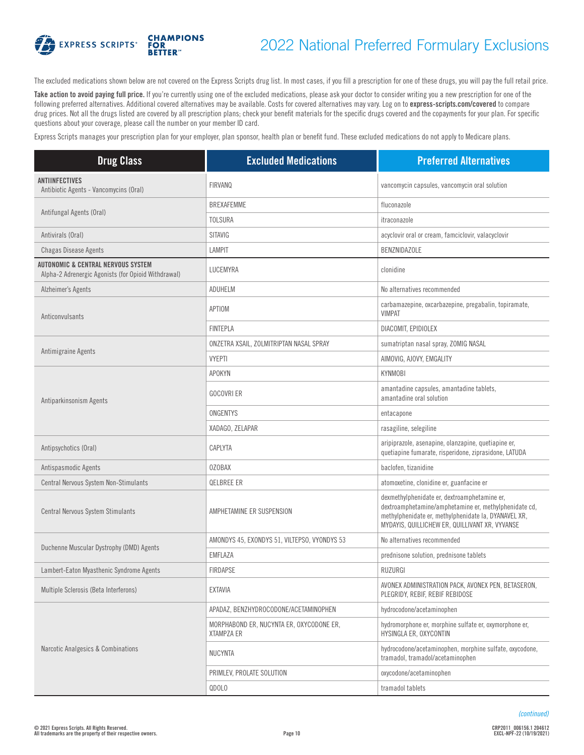# 2022 National Preferred Formulary Exclusions

The excluded medications shown below are not covered on the Express Scripts drug list. In most cases, if you fill a prescription for one of these drugs, you will pay the full retail price.

**Take action to avoid paying full price.** If you're currently using one of the excluded medications, please ask your doctor to consider writing you a new prescription for one of the following preferred alternatives. Additional covered alternatives may be available. Costs for covered alternatives may vary. Log on to **express-scripts.com/covered** to compare drug prices. Not all the drugs listed are covered by all prescription plans; check your benefit materials for the specific drugs covered and the copayments for your plan. For specific questions about your coverage, please call the number on your member ID card.

Express Scripts manages your prescription plan for your employer, plan sponsor, health plan or benefit fund. These excluded medications do not apply to Medicare plans.

| Drug Class | Excluded Medications | Preferred Alternatives |
|---|---|---|
| **ANTIINFECTIVES** Antibiotic Agents - Vancomycins (Oral) | FIRVANQ | vancomycin capsules, vancomycin oral solution |
| Antifungal Agents (Oral) | BREXAFEMME | fluconazole |
| | TOLSURA | itraconazole |
| Antivirals (Oral) | SITAVIG | acyclovir oral or cream, famciclovir, valacyclovir |
| Chagas Disease Agents | LAMPIT | BENZNIDAZOLE |
| **AUTONOMIC & CENTRAL NERVOUS SYSTEM** Alpha-2 Adrenergic Agonists (for Opioid Withdrawal) | LUCEMYRA | clonidine |
| Alzheimer's Agents | ADUHELM | No alternatives recommended |
| Anticonvulsants | APTIOM | carbamazepine, oxcarbazepine, pregabalin, topiramate, VIMPAT |
| | FINTEPLA | DIACOMIT, EPIDIOLEX |
| Antimigraine Agents | ONZETRA XSAIL, ZOLMITRIPTAN NASAL SPRAY | sumatriptan nasal spray, ZOMIG NASAL |
| | VYEPTI | AIMOVIG, AJOVY, EMGALITY |
| Antiparkinsonism Agents | APOKYN | KYNMOBI |
| | GOCOVRI ER | amantadine capsules, amantadine tablets, amantadine oral solution |
| | ONGENTYS | entacapone |
| | XADAGO, ZELAPAR | rasagiline, selegiline |
| Antipsychotics (Oral) | CAPLYTA | aripiprazole, asenapine, olanzapine, quetiapine er, quetiapine fumarate, risperidone, ziprasidone, LATUDA |
| Antispasmodic Agents | OZOBAX | baclofen, tizanidine |
| Central Nervous System Non-Stimulants | QELBREE ER | atomoxetine, clonidine er, guanfacine er |
| Central Nervous System Stimulants | AMPHETAMINE ER SUSPENSION | dexmethylphenidate er, dextroamphetamine er, dextroamphetamine/amphetamine er, methylphenidate cd, methylphenidate er, methylphenidate la, DYANAVEL XR, MYDAYIS, QUILLICHEW ER, QUILLIVANT XR, VYVANSE |
| Duchenne Muscular Dystrophy (DMD) Agents | AMONDYS 45, EXONDYS 51, VILTEPSO, VYONDYS 53 | No alternatives recommended |
| | EMFLAZA | prednisone solution, prednisone tablets |
| Lambert-Eaton Myasthenic Syndrome Agents | FIRDAPSE | RUZURGI |
| Multiple Sclerosis (Beta Interferons) | EXTAVIA | AVONEX ADMINISTRATION PACK, AVONEX PEN, BETASERON, PLEGRIDY, REBIF, REBIF REBIDOSE |
| Narcotic Analgesics & Combinations | APADAZ, BENZHYDROCODONE/ACETAMINOPHEN | hydrocodone/acetaminophen |
| | MORPHABOND ER, NUCYNTA ER, OXYCODONE ER, XTAMPZA ER | hydromorphone er, morphine sulfate er, oxymorphone er, HYSINGLA ER, OXYCONTIN |
| | NUCYNTA | hydrocodone/acetaminophen, morphine sulfate, oxycodone, tramadol, tramadol/acetaminophen |
| | PRIMLEV, PROLATE SOLUTION | oxycodone/acetaminophen |
| | QDOLO | tramadol tablets |

*(continued)*

© 2021 Express Scripts. All Rights Reserved.
All trademarks are the property of their respective owners.

CRP2011_006156.1 204612
EXCL-NPF-22 (10/19/2021)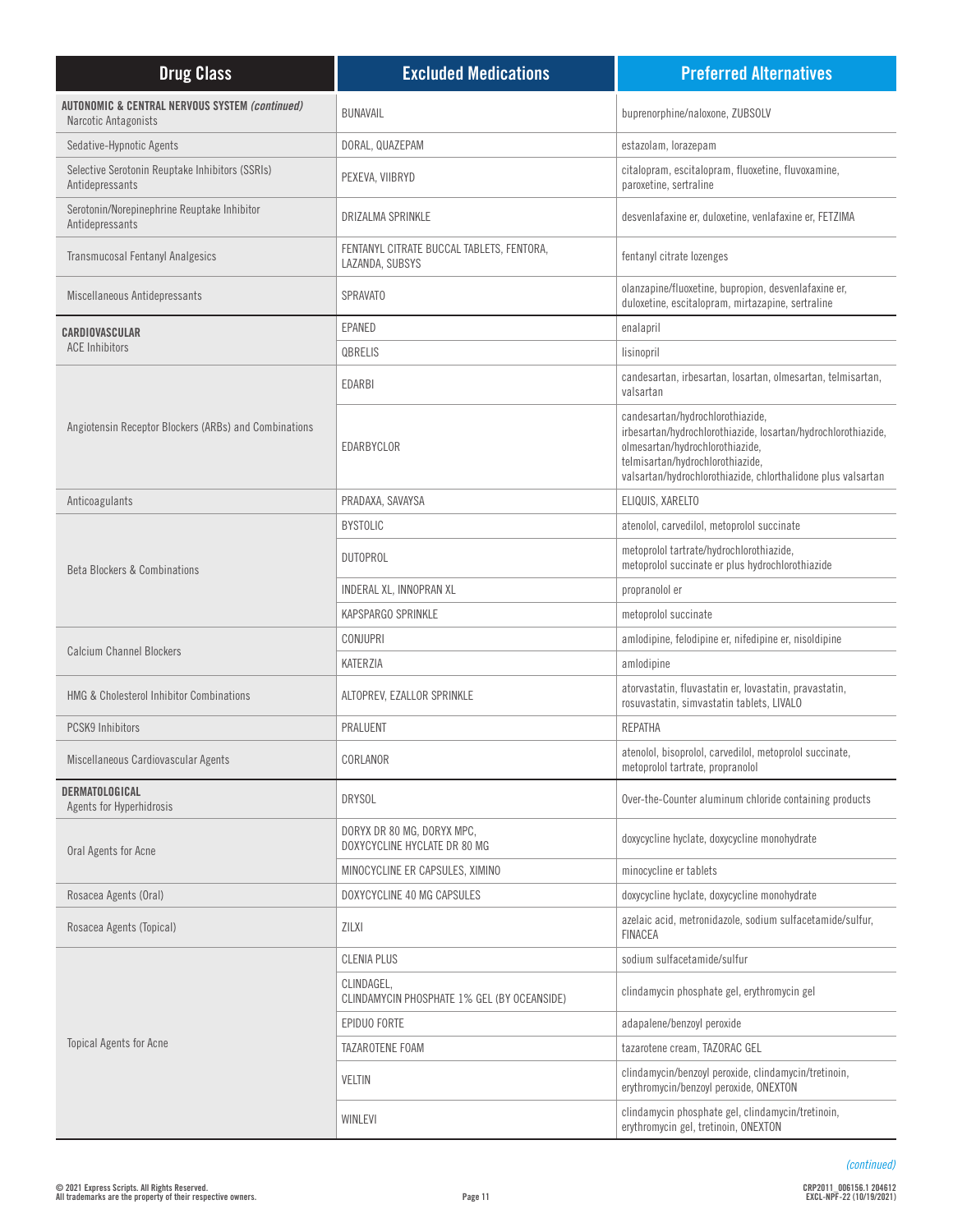| Drug Class | Excluded Medications | Preferred Alternatives |
|---|---|---|
| **AUTONOMIC & CENTRAL NERVOUS SYSTEM** ***(continued)*** Narcotic Antagonists | BUNAVAIL | buprenorphine/naloxone, ZUBSOLV |
| Sedative-Hypnotic Agents | DORAL, QUAZEPAM | estazolam, lorazepam |
| Selective Serotonin Reuptake Inhibitors (SSRIs) Antidepressants | PEXEVA, VIIBRYD | citalopram, escitalopram, fluoxetine, fluvoxamine, paroxetine, sertraline |
| Serotonin/Norepinephrine Reuptake Inhibitor Antidepressants | DRIZALMA SPRINKLE | desvenlafaxine er, duloxetine, venlafaxine er, FETZIMA |
| Transmucosal Fentanyl Analgesics | FENTANYL CITRATE BUCCAL TABLETS, FENTORA, LAZANDA, SUBSYS | fentanyl citrate lozenges |
| Miscellaneous Antidepressants | SPRAVATO | olanzapine/fluoxetine, bupropion, desvenlafaxine er, duloxetine, escitalopram, mirtazapine, sertraline |
| **CARDIOVASCULAR** ACE Inhibitors | EPANED | enalapril |
| | QBRELIS | lisinopril |
| Angiotensin Receptor Blockers (ARBs) and Combinations | EDARBI | candesartan, irbesartan, losartan, olmesartan, telmisartan, valsartan |
| | EDARBYCLOR | candesartan/hydrochlorothiazide, irbesartan/hydrochlorothiazide, losartan/hydrochlorothiazide, olmesartan/hydrochlorothiazide, telmisartan/hydrochlorothiazide, valsartan/hydrochlorothiazide, chlorthalidone plus valsartan |
| Anticoagulants | PRADAXA, SAVAYSA | ELIQUIS, XARELTO |
| Beta Blockers & Combinations | BYSTOLIC | atenolol, carvedilol, metoprolol succinate |
| | DUTOPROL | metoprolol tartrate/hydrochlorothiazide, metoprolol succinate er plus hydrochlorothiazide |
| | INDERAL XL, INNOPRAN XL | propranolol er |
| | KAPSPARGO SPRINKLE | metoprolol succinate |
| Calcium Channel Blockers | CONJUPRI | amlodipine, felodipine er, nifedipine er, nisoldipine |
| | KATERZIA | amlodipine |
| HMG & Cholesterol Inhibitor Combinations | ALTOPREV, EZALLOR SPRINKLE | atorvastatin, fluvastatin er, lovastatin, pravastatin, rosuvastatin, simvastatin tablets, LIVALO |
| PCSK9 Inhibitors | PRALUENT | REPATHA |
| Miscellaneous Cardiovascular Agents | CORLANOR | atenolol, bisoprolol, carvedilol, metoprolol succinate, metoprolol tartrate, propranolol |
| **DERMATOLOGICAL** Agents for Hyperhidrosis | DRYSOL | Over-the-Counter aluminum chloride containing products |
| Oral Agents for Acne | DORYX DR 80 MG, DORYX MPC, DOXYCYCLINE HYCLATE DR 80 MG | doxycycline hyclate, doxycycline monohydrate |
| | MINOCYCLINE ER CAPSULES, XIMINO | minocycline er tablets |
| Rosacea Agents (Oral) | DOXYCYCLINE 40 MG CAPSULES | doxycycline hyclate, doxycycline monohydrate |
| Rosacea Agents (Topical) | ZILXI | azelaic acid, metronidazole, sodium sulfacetamide/sulfur, FINACEA |
| Topical Agents for Acne | CLENIA PLUS | sodium sulfacetamide/sulfur |
| | CLINDAGEL, CLINDAMYCIN PHOSPHATE 1% GEL (BY OCEANSIDE) | clindamycin phosphate gel, erythromycin gel |
| | EPIDUO FORTE | adapalene/benzoyl peroxide |
| | TAZAROTENE FOAM | tazarotene cream, TAZORAC GEL |
| | VELTIN | clindamycin/benzoyl peroxide, clindamycin/tretinoin, erythromycin/benzoyl peroxide, ONEXTON |
| | WINLEVI | clindamycin phosphate gel, clindamycin/tretinoin, erythromycin gel, tretinoin, ONEXTON |

*(continued)*

© 2021 Express Scripts. All Rights Reserved.
All trademarks are the property of their respective owners.

CRP2011_006156.1 204612
EXCL-NPF-22 (10/19/2021)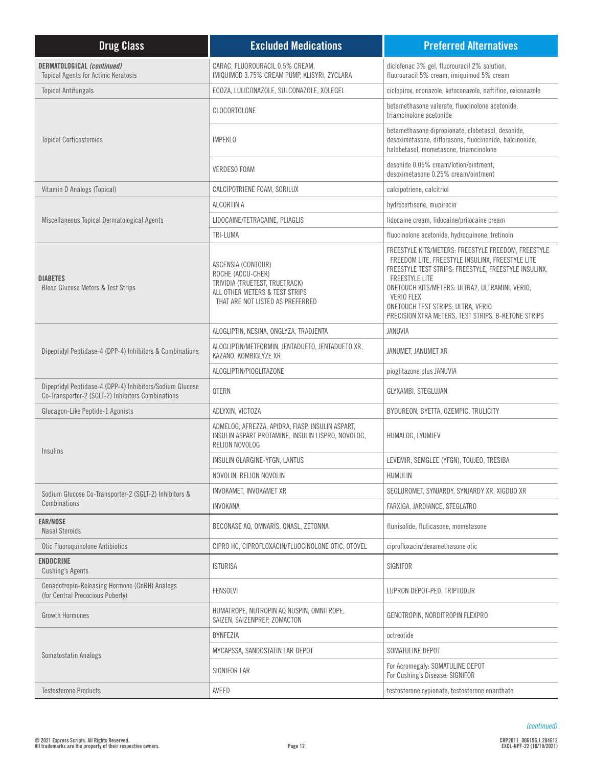| Drug Class | Excluded Medications | Preferred Alternatives |
|---|---|---|
| **DERMATOLOGICAL** *(continued)* Topical Agents for Actinic Keratosis | CARAC, FLUOROURACIL 0.5% CREAM, IMIQUIMOD 3.75% CREAM PUMP, KLISYRI, ZYCLARA | diclofenac 3% gel, fluorouracil 2% solution, fluorouracil 5% cream, imiquimod 5% cream |
| Topical Antifungals | ECOZA, LULICONAZOLE, SULCONAZOLE, XOLEGEL | ciclopirox, econazole, ketoconazole, naftifine, oxiconazole |
| Topical Corticosteroids | CLOCORTOLONE | betamethasone valerate, fluocinolone acetonide, triamcinolone acetonide |
| | IMPEKLO | betamethasone dipropionate, clobetasol, desonide, desoximetasone, diflorasone, fluocinonide, halcinonide, halobetasol, mometasone, triamcinolone |
| | VERDESO FOAM | desonide 0.05% cream/lotion/ointment, desoximetasone 0.25% cream/ointment |
| Vitamin D Analogs (Topical) | CALCIPOTRIENE FOAM, SORILUX | calcipotriene, calcitriol |
| Miscellaneous Topical Dermatological Agents | ALCORTIN A | hydrocortisone, mupirocin |
| | LIDOCAINE/TETRACAINE, PLIAGLIS | lidocaine cream, lidocaine/prilocaine cream |
| | TRI-LUMA | fluocinolone acetonide, hydroquinone, tretinoin |
| **DIABETES** Blood Glucose Meters & Test Strips | ASCENSIA (CONTOUR) ROCHE (ACCU-CHEK) TRIVIDIA (TRUETEST, TRUETRACK) ALL OTHER METERS & TEST STRIPS THAT ARE NOT LISTED AS PREFERRED | FREESTYLE KITS/METERS: FREESTYLE FREEDOM, FREESTYLE FREEDOM LITE, FREESTYLE INSULINX, FREESTYLE LITE FREESTYLE TEST STRIPS: FREESTYLE, FREESTYLE INSULINX, FREESTYLE LITE ONETOUCH KITS/METERS: ULTRA2, ULTRAMINI, VERIO, VERIO FLEX ONETOUCH TEST STRIPS: ULTRA, VERIO PRECISION XTRA METERS, TEST STRIPS, B-KETONE STRIPS |
| Dipeptidyl Peptidase-4 (DPP-4) Inhibitors & Combinations | ALOGLIPTIN, NESINA, ONGLYZA, TRADJENTA | JANUVIA |
| | ALOGLIPTIN/METFORMIN, JENTADUETO, JENTADUETO XR, KAZANO, KOMBIGLYZE XR | JANUMET, JANUMET XR |
| | ALOGLIPTIN/PIOGLITAZONE | pioglitazone plus JANUVIA |
| Dipeptidyl Peptidase-4 (DPP-4) Inhibitors/Sodium Glucose Co-Transporter-2 (SGLT-2) Inhibitors Combinations | QTERN | GLYXAMBI, STEGLUJAN |
| Glucagon-Like Peptide-1 Agonists | ADLYXIN, VICTOZA | BYDUREON, BYETTA, OZEMPIC, TRULICITY |
| Insulins | ADMELOG, AFREZZA, APIDRA, FIASP, INSULIN ASPART, INSULIN ASPART PROTAMINE, INSULIN LISPRO, NOVOLOG, RELION NOVOLOG | HUMALOG, LYUMJEV |
| | INSULIN GLARGINE-YFGN, LANTUS | LEVEMIR, SEMGLEE (YFGN), TOUJEO, TRESIBA |
| | NOVOLIN, RELION NOVOLIN | HUMULIN |
| Sodium Glucose Co-Transporter-2 (SGLT-2) Inhibitors & Combinations | INVOKAMET, INVOKAMET XR | SEGLUROMET, SYNJARDY, SYNJARDY XR, XIGDUO XR |
| | INVOKANA | FARXIGA, JARDIANCE, STEGLATRO |
| **EAR/NOSE** Nasal Steroids | BECONASE AQ, OMNARIS, QNASL, ZETONNA | flunisolide, fluticasone, mometasone |
| Otic Fluoroquinolone Antibiotics | CIPRO HC, CIPROFLOXACIN/FLUOCINOLONE OTIC, OTOVEL | ciprofloxacin/dexamethasone otic |
| **ENDOCRINE** Cushing's Agents | ISTURISA | SIGNIFOR |
| Gonadotropin-Releasing Hormone (GnRH) Analogs (for Central Precocious Puberty) | FENSOLVI | LUPRON DEPOT-PED, TRIPTODUR |
| Growth Hormones | HUMATROPE, NUTROPIN AQ NUSPIN, OMNITROPE, SAIZEN, SAIZENPREP, ZOMACTON | GENOTROPIN, NORDITROPIN FLEXPRO |
| Somatostatin Analogs | BYNFEZIA | octreotide |
| | MYCAPSSA, SANDOSTATIN LAR DEPOT | SOMATULINE DEPOT |
| | SIGNIFOR LAR | For Acromegaly: SOMATULINE DEPOT For Cushing's Disease: SIGNIFOR |
| Testosterone Products | AVEED | testosterone cypionate, testosterone enanthate |

*(continued)*

© 2021 Express Scripts. All Rights Reserved.
All trademarks are the property of their respective owners.

CRP2011_006156.1 204612
EXCL-NPF-22 (10/19/2021)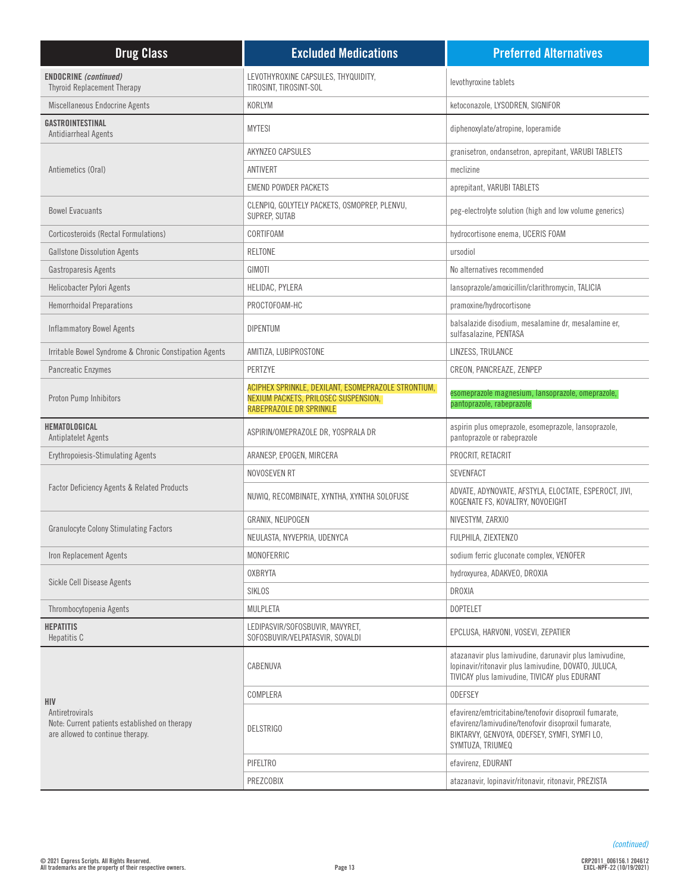| Drug Class | Excluded Medications | Preferred Alternatives |
| --- | --- | --- |
| **ENDOCRINE** ***(continued)*** Thyroid Replacement Therapy | LEVOTHYROXINE CAPSULES, THYQUIDITY, TIROSINT, TIROSINT-SOL | levothyroxine tablets |
| Miscellaneous Endocrine Agents | KORLYM | ketoconazole, LYSODREN, SIGNIFOR |
| **GASTROINTESTINAL** Antidiarrheal Agents | MYTESI | diphenoxylate/atropine, loperamide |
| Antiemetics (Oral) | AKYNZEO CAPSULES | granisetron, ondansetron, aprepitant, VARUBI TABLETS |
| | ANTIVERT | meclizine |
| | EMEND POWDER PACKETS | aprepitant, VARUBI TABLETS |
| Bowel Evacuants | CLENPIQ, GOLYTELY PACKETS, OSMOPREP, PLENVU, SUPREP, SUTAB | peg-electrolyte solution (high and low volume generics) |
| Corticosteroids (Rectal Formulations) | CORTIFOAM | hydrocortisone enema, UCERIS FOAM |
| Gallstone Dissolution Agents | RELTONE | ursodiol |
| Gastroparesis Agents | GIMOTI | No alternatives recommended |
| Helicobacter Pylori Agents | HELIDAC, PYLERA | lansoprazole/amoxicillin/clarithromycin, TALICIA |
| Hemorrhoidal Preparations | PROCTOFOAM-HC | pramoxine/hydrocortisone |
| Inflammatory Bowel Agents | DIPENTUM | balsalazide disodium, mesalamine dr, mesalamine er, sulfasalazine, PENTASA |
| Irritable Bowel Syndrome & Chronic Constipation Agents | AMITIZA, LUBIPROSTONE | LINZESS, TRULANCE |
| Pancreatic Enzymes | PERTZYE | CREON, PANCREAZE, ZENPEP |
| Proton Pump Inhibitors | ACIPHEX SPRINKLE, DEXILANT, ESOMEPRAZOLE STRONTIUM, NEXIUM PACKETS, PRILOSEC SUSPENSION, RABEPRAZOLE DR SPRINKLE | esomeprazole magnesium, lansoprazole, omeprazole, pantoprazole, rabeprazole |
| **HEMATOLOGICAL** Antiplatelet Agents | ASPIRIN/OMEPRAZOLE DR, YOSPRALA DR | aspirin plus omeprazole, esomeprazole, lansoprazole, pantoprazole or rabeprazole |
| Erythropoiesis-Stimulating Agents | ARANESP, EPOGEN, MIRCERA | PROCRIT, RETACRIT |
| Factor Deficiency Agents & Related Products | NOVOSEVEN RT | SEVENFACT |
| | NUWIQ, RECOMBINATE, XYNTHA, XYNTHA SOLOFUSE | ADVATE, ADYNOVATE, AFSTYLA, ELOCTATE, ESPEROCT, JIVI, KOGENATE FS, KOVALTRY, NOVOEIGHT |
| Granulocyte Colony Stimulating Factors | GRANIX, NEUPOGEN | NIVESTYM, ZARXIO |
| | NEULASTA, NYVEPRIA, UDENYCA | FULPHILA, ZIEXTENZO |
| Iron Replacement Agents | MONOFERRIC | sodium ferric gluconate complex, VENOFER |
| Sickle Cell Disease Agents | OXBRYTA | hydroxyurea, ADAKVEO, DROXIA |
| | SIKLOS | DROXIA |
| Thrombocytopenia Agents | MULPLETA | DOPTELET |
| **HEPATITIS** Hepatitis C | LEDIPASVIR/SOFOSBUVIR, MAVYRET, SOFOSBUVIR/VELPATASVIR, SOVALDI | EPCLUSA, HARVONI, VOSEVI, ZEPATIER |
| **HIV** Antiretrovirals Note: Current patients established on therapy are allowed to continue therapy. | CABENUVA | atazanavir plus lamivudine, darunavir plus lamivudine, lopinavir/ritonavir plus lamivudine, DOVATO, JULUCA, TIVICAY plus lamivudine, TIVICAY plus EDURANT |
| | COMPLERA | ODEFSEY |
| | DELSTRIGO | efavirenz/emtricitabine/tenofovir disoproxil fumarate, efavirenz/lamivudine/tenofovir disoproxil fumarate, BIKTARVY, GENVOYA, ODEFSEY, SYMFI, SYMFI LO, SYMTUZA, TRIUMEQ |
| | PIFELTRO | efavirenz, EDURANT |
| | PREZCOBIX | atazanavir, lopinavir/ritonavir, ritonavir, PREZISTA |

*(continued)*

© 2021 Express Scripts. All Rights Reserved.
All trademarks are the property of their respective owners.

CRP2011_006156.1 204612
EXCL-NPF-22 (10/19/2021)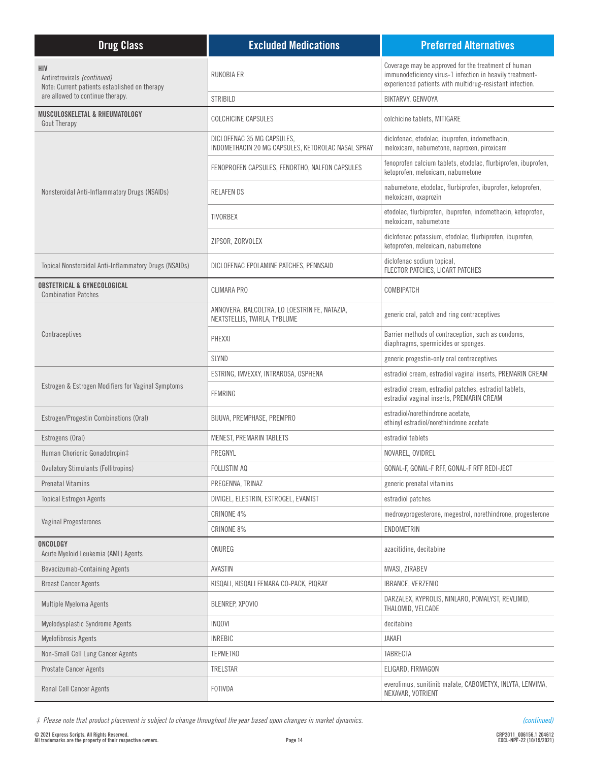| Drug Class | Excluded Medications | Preferred Alternatives |
|---|---|---|
| **HIV**<br>Antiretrovirals *(continued)*<br>Note: Current patients established on therapy are allowed to continue therapy. | RUKOBIA ER | Coverage may be approved for the treatment of human immunodeficiency virus-1 infection in heavily treatment-experienced patients with multidrug-resistant infection. |
| | STRIBILD | BIKTARVY, GENVOYA |
| **MUSCULOSKELETAL & RHEUMATOLOGY**<br>Gout Therapy | COLCHICINE CAPSULES | colchicine tablets, MITIGARE |
| Nonsteroidal Anti-Inflammatory Drugs (NSAIDs) | DICLOFENAC 35 MG CAPSULES, INDOMETHACIN 20 MG CAPSULES, KETOROLAC NASAL SPRAY | diclofenac, etodolac, ibuprofen, indomethacin, meloxicam, nabumetone, naproxen, piroxicam |
| | FENOPROFEN CAPSULES, FENORTHO, NALFON CAPSULES | fenoprofen calcium tablets, etodolac, flurbiprofen, ibuprofen, ketoprofen, meloxicam, nabumetone |
| | RELAFEN DS | nabumetone, etodolac, flurbiprofen, ibuprofen, ketoprofen, meloxicam, oxaprozin |
| | TIVORBEX | etodolac, flurbiprofen, ibuprofen, indomethacin, ketoprofen, meloxicam, nabumetone |
| | ZIPSOR, ZORVOLEX | diclofenac potassium, etodolac, flurbiprofen, ibuprofen, ketoprofen, meloxicam, nabumetone |
| Topical Nonsteroidal Anti-Inflammatory Drugs (NSAIDs) | DICLOFENAC EPOLAMINE PATCHES, PENNSAID | diclofenac sodium topical, FLECTOR PATCHES, LICART PATCHES |
| **OBSTETRICAL & GYNECOLOGICAL**<br>Combination Patches | CLIMARA PRO | COMBIPATCH |
| Contraceptives | ANNOVERA, BALCOLTRA, LO LOESTRIN FE, NATAZIA, NEXTSTELLIS, TWIRLA, TYBLUME | generic oral, patch and ring contraceptives |
| | PHEXXI | Barrier methods of contraception, such as condoms, diaphragms, spermicides or sponges. |
| | SLYND | generic progestin-only oral contraceptives |
| Estrogen & Estrogen Modifiers for Vaginal Symptoms | ESTRING, IMVEXXY, INTRAROSA, OSPHENA | estradiol cream, estradiol vaginal inserts, PREMARIN CREAM |
| | FEMRING | estradiol cream, estradiol patches, estradiol tablets, estradiol vaginal inserts, PREMARIN CREAM |
| Estrogen/Progestin Combinations (Oral) | BIJUVA, PREMPHASE, PREMPRO | estradiol/norethindrone acetate, ethinyl estradiol/norethindrone acetate |
| Estrogens (Oral) | MENEST, PREMARIN TABLETS | estradiol tablets |
| Human Chorionic Gonadotropin‡ | PREGNYL | NOVAREL, OVIDREL |
| Ovulatory Stimulants (Follitropins) | FOLLISTIM AQ | GONAL-F, GONAL-F RFF, GONAL-F RFF REDI-JECT |
| Prenatal Vitamins | PREGENNA, TRINAZ | generic prenatal vitamins |
| Topical Estrogen Agents | DIVIGEL, ELESTRIN, ESTROGEL, EVAMIST | estradiol patches |
| Vaginal Progesterones | CRINONE 4% | medroxyprogesterone, megestrol, norethindrone, progesterone |
| | CRINONE 8% | ENDOMETRIN |
| **ONCOLOGY**<br>Acute Myeloid Leukemia (AML) Agents | ONUREG | azacitidine, decitabine |
| Bevacizumab-Containing Agents | AVASTIN | MVASI, ZIRABEV |
| Breast Cancer Agents | KISQALI, KISQALI FEMARA CO-PACK, PIQRAY | IBRANCE, VERZENIO |
| Multiple Myeloma Agents | BLENREP, XPOVIO | DARZALEX, KYPROLIS, NINLARO, POMALYST, REVLIMID, THALOMID, VELCADE |
| Myelodysplastic Syndrome Agents | INQOVI | decitabine |
| Myelofibrosis Agents | INREBIC | JAKAFI |
| Non-Small Cell Lung Cancer Agents | TEPMETKO | TABRECTA |
| Prostate Cancer Agents | TRELSTAR | ELIGARD, FIRMAGON |
| Renal Cell Cancer Agents | FOTIVDA | everolimus, sunitinib malate, CABOMETYX, INLYTA, LENVIMA, NEXAVAR, VOTRIENT |

*‡ Please note that product placement is subject to change throughout the year based upon changes in market dynamics.*

*(continued)*

© 2021 Express Scripts. All Rights Reserved.
All trademarks are the property of their respective owners.

CRP2011_006156.1 204612
EXCL-NPF-22 (10/19/2021)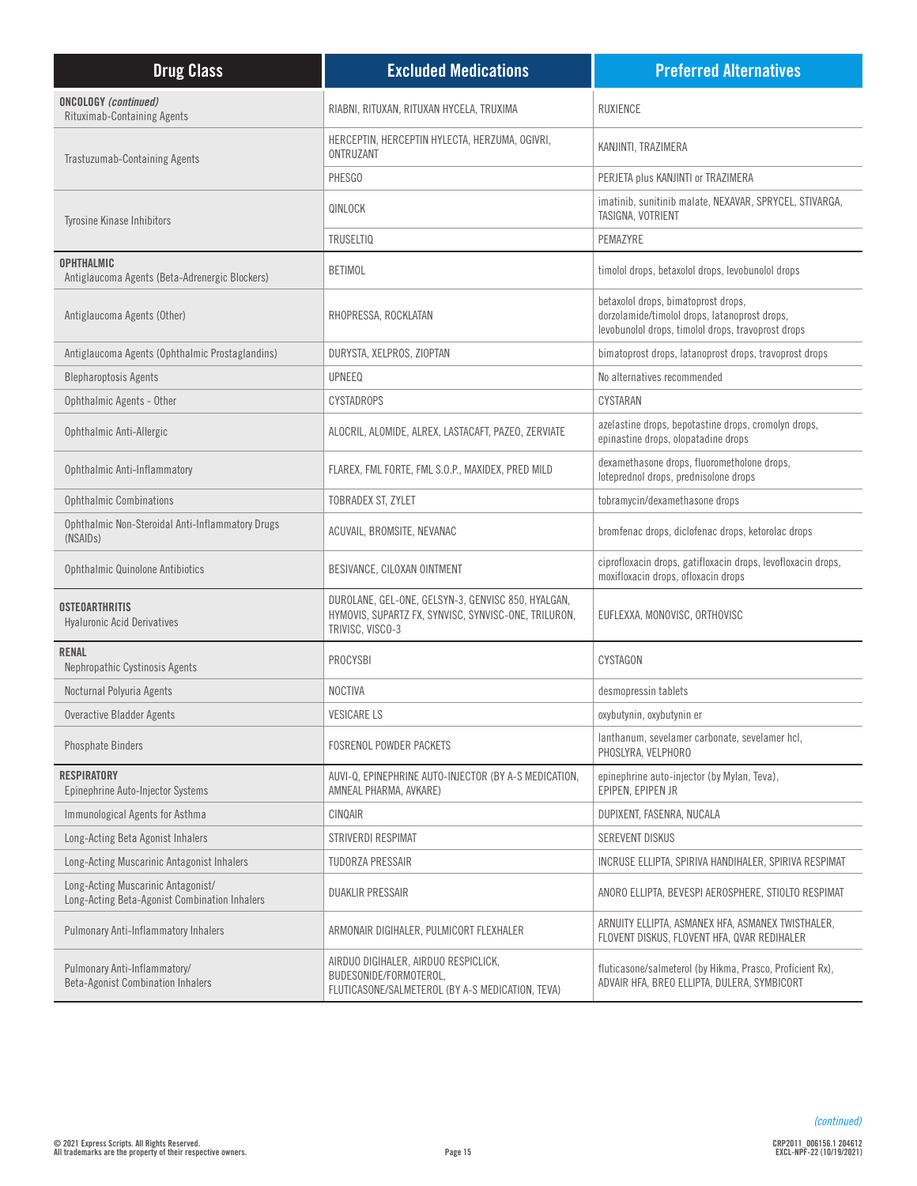| Drug Class | Excluded Medications | Preferred Alternatives |
|---|---|---|
| **ONCOLOGY** ***(continued)*** Rituximab-Containing Agents | RIABNI, RITUXAN, RITUXAN HYCELA, TRUXIMA | RUXIENCE |
| Trastuzumab-Containing Agents | HERCEPTIN, HERCEPTIN HYLECTA, HERZUMA, OGIVRI, ONTRUZANT | KANJINTI, TRAZIMERA |
| | PHESGO | PERJETA plus KANJINTI or TRAZIMERA |
| Tyrosine Kinase Inhibitors | QINLOCK | imatinib, sunitinib malate, NEXAVAR, SPRYCEL, STIVARGA, TASIGNA, VOTRIENT |
| | TRUSELTIQ | PEMAZYRE |
| **OPHTHALMIC** Antiglaucoma Agents (Beta-Adrenergic Blockers) | BETIMOL | timolol drops, betaxolol drops, levobunolol drops |
| Antiglaucoma Agents (Other) | RHOPRESSA, ROCKLATAN | betaxolol drops, bimatoprost drops, dorzolamide/timolol drops, latanoprost drops, levobunolol drops, timolol drops, travoprost drops |
| Antiglaucoma Agents (Ophthalmic Prostaglandins) | DURYSTA, XELPROS, ZIOPTAN | bimatoprost drops, latanoprost drops, travoprost drops |
| Blepharoptosis Agents | UPNEEQ | No alternatives recommended |
| Ophthalmic Agents - Other | CYSTADROPS | CYSTARAN |
| Ophthalmic Anti-Allergic | ALOCRIL, ALOMIDE, ALREX, LASTACAFT, PAZEO, ZERVIATE | azelastine drops, bepotastine drops, cromolyn drops, epinastine drops, olopatadine drops |
| Ophthalmic Anti-Inflammatory | FLAREX, FML FORTE, FML S.O.P., MAXIDEX, PRED MILD | dexamethasone drops, fluorometholone drops, loteprednol drops, prednisolone drops |
| Ophthalmic Combinations | TOBRADEX ST, ZYLET | tobramycin/dexamethasone drops |
| Ophthalmic Non-Steroidal Anti-Inflammatory Drugs (NSAIDs) | ACUVAIL, BROMSITE, NEVANAC | bromfenac drops, diclofenac drops, ketorolac drops |
| Ophthalmic Quinolone Antibiotics | BESIVANCE, CILOXAN OINTMENT | ciprofloxacin drops, gatifloxacin drops, levofloxacin drops, moxifloxacin drops, ofloxacin drops |
| **OSTEOARTHRITIS** Hyaluronic Acid Derivatives | DUROLANE, GEL-ONE, GELSYN-3, GENVISC 850, HYALGAN, HYMOVIS, SUPARTZ FX, SYNVISC, SYNVISC-ONE, TRILURON, TRIVISC, VISCO-3 | EUFLEXXA, MONOVISC, ORTHOVISC |
| **RENAL** Nephropathic Cystinosis Agents | PROCYSBI | CYSTAGON |
| Nocturnal Polyuria Agents | NOCTIVA | desmopressin tablets |
| Overactive Bladder Agents | VESICARE LS | oxybutynin, oxybutynin er |
| Phosphate Binders | FOSRENOL POWDER PACKETS | lanthanum, sevelamer carbonate, sevelamer hcl, PHOSLYRA, VELPHORO |
| **RESPIRATORY** Epinephrine Auto-Injector Systems | AUVI-Q, EPINEPHRINE AUTO-INJECTOR (BY A-S MEDICATION, AMNEAL PHARMA, AVKARE) | epinephrine auto-injector (by Mylan, Teva), EPIPEN, EPIPEN JR |
| Immunological Agents for Asthma | CINQAIR | DUPIXENT, FASENRA, NUCALA |
| Long-Acting Beta Agonist Inhalers | STRIVERDI RESPIMAT | SEREVENT DISKUS |
| Long-Acting Muscarinic Antagonist Inhalers | TUDORZA PRESSAIR | INCRUSE ELLIPTA, SPIRIVA HANDIHALER, SPIRIVA RESPIMAT |
| Long-Acting Muscarinic Antagonist/ Long-Acting Beta-Agonist Combination Inhalers | DUAKLIR PRESSAIR | ANORO ELLIPTA, BEVESPI AEROSPHERE, STIOLTO RESPIMAT |
| Pulmonary Anti-Inflammatory Inhalers | ARMONAIR DIGIHALER, PULMICORT FLEXHALER | ARNUITY ELLIPTA, ASMANEX HFA, ASMANEX TWISTHALER, FLOVENT DISKUS, FLOVENT HFA, QVAR REDIHALER |
| Pulmonary Anti-Inflammatory/ Beta-Agonist Combination Inhalers | AIRDUO DIGIHALER, AIRDUO RESPICLICK, BUDESONIDE/FORMOTEROL, FLUTICASONE/SALMETEROL (BY A-S MEDICATION, TEVA) | fluticasone/salmeterol (by Hikma, Prasco, Proficient Rx), ADVAIR HFA, BREO ELLIPTA, DULERA, SYMBICORT |

*(continued)*

© 2021 Express Scripts. All Rights Reserved.
All trademarks are the property of their respective owners.

CRP2011_006156.1 204612
EXCL-NPF-22 (10/19/2021)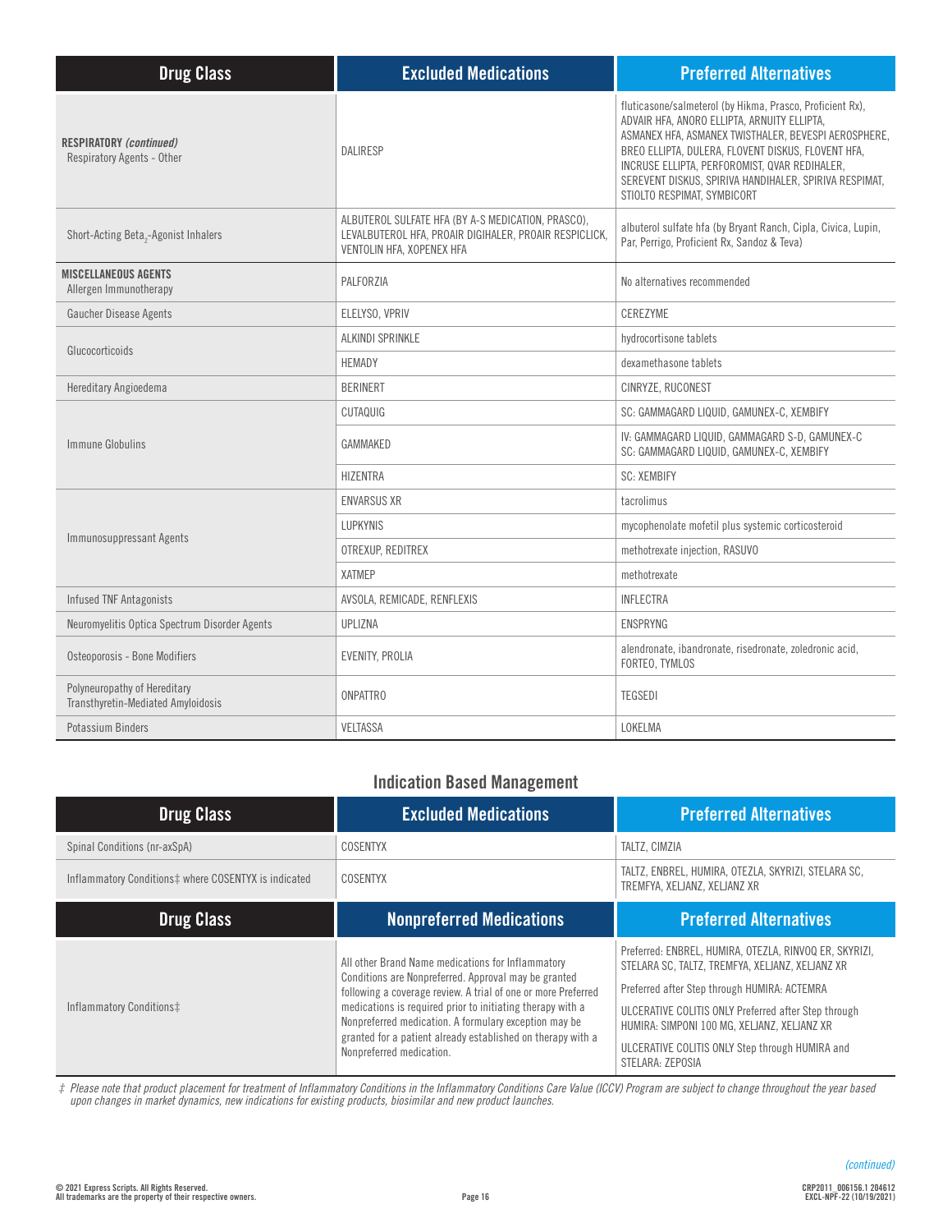| Drug Class | Excluded Medications | Preferred Alternatives |
|---|---|---|
| **RESPIRATORY** ***(continued)*** Respiratory Agents - Other | DALIRESP | fluticasone/salmeterol (by Hikma, Prasco, Proficient Rx), ADVAIR HFA, ANORO ELLIPTA, ARNUITY ELLIPTA, ASMANEX HFA, ASMANEX TWISTHALER, BEVESPI AEROSPHERE, BREO ELLIPTA, DULERA, FLOVENT DISKUS, FLOVENT HFA, INCRUSE ELLIPTA, PERFOROMIST, QVAR REDIHALER, SEREVENT DISKUS, SPIRIVA HANDIHALER, SPIRIVA RESPIMAT, STIOLTO RESPIMAT, SYMBICORT |
| Short-Acting $Beta_2$-Agonist Inhalers | ALBUTEROL SULFATE HFA (BY A-S MEDICATION, PRASCO), LEVALBUTEROL HFA, PROAIR DIGIHALER, PROAIR RESPICLICK, VENTOLIN HFA, XOPENEX HFA | albuterol sulfate hfa (by Bryant Ranch, Cipla, Civica, Lupin, Par, Perrigo, Proficient Rx, Sandoz & Teva) |
| **MISCELLANEOUS AGENTS** Allergen Immunotherapy | PALFORZIA | No alternatives recommended |
| Gaucher Disease Agents | ELELYSO, VPRIV | CEREZYME |
| Glucocorticoids | ALKINDI SPRINKLE | hydrocortisone tablets |
| | HEMADY | dexamethasone tablets |
| Hereditary Angioedema | BERINERT | CINRYZE, RUCONEST |
| Immune Globulins | CUTAQUIG | SC: GAMMAGARD LIQUID, GAMUNEX-C, XEMBIFY |
| | GAMMAKED | IV: GAMMAGARD LIQUID, GAMMAGARD S-D, GAMUNEX-C SC: GAMMAGARD LIQUID, GAMUNEX-C, XEMBIFY |
| | HIZENTRA | SC: XEMBIFY |
| Immunosuppressant Agents | ENVARSUS XR | tacrolimus |
| | LUPKYNIS | mycophenolate mofetil plus systemic corticosteroid |
| | OTREXUP, REDITREX | methotrexate injection, RASUVO |
| | XATMEP | methotrexate |
| Infused TNF Antagonists | AVSOLA, REMICADE, RENFLEXIS | INFLECTRA |
| Neuromyelitis Optica Spectrum Disorder Agents | UPLIZNA | ENSPRYNG |
| Osteoporosis - Bone Modifiers | EVENITY, PROLIA | alendronate, ibandronate, risedronate, zoledronic acid, FORTEO, TYMLOS |
| Polyneuropathy of Hereditary Transthyretin-Mediated Amyloidosis | ONPATTRO | TEGSEDI |
| Potassium Binders | VELTASSA | LOKELMA |

## Indication Based Management

| Drug Class | Excluded Medications | Preferred Alternatives |
|---|---|---|
| Spinal Conditions (nr-axSpA) | COSENTYX | TALTZ, CIMZIA |
| Inflammatory Conditions‡ where COSENTYX is indicated | COSENTYX | TALTZ, ENBREL, HUMIRA, OTEZLA, SKYRIZI, STELARA SC, TREMFYA, XELJANZ, XELJANZ XR |

| Drug Class | Nonpreferred Medications | Preferred Alternatives |
|---|---|---|
| Inflammatory Conditions‡ | All other Brand Name medications for Inflammatory Conditions are Nonpreferred. Approval may be granted following a coverage review. A trial of one or more Preferred medications is required prior to initiating therapy with a Nonpreferred medication. A formulary exception may be granted for a patient already established on therapy with a Nonpreferred medication. | Preferred: ENBREL, HUMIRA, OTEZLA, RINVOQ ER, SKYRIZI, STELARA SC, TALTZ, TREMFYA, XELJANZ, XELJANZ XR<br>Preferred after Step through HUMIRA: ACTEMRA<br>ULCERATIVE COLITIS ONLY Preferred after Step through HUMIRA: SIMPONI 100 MG, XELJANZ, XELJANZ XR<br>ULCERATIVE COLITIS ONLY Step through HUMIRA and STELARA: ZEPOSIA |

‡ *Please note that product placement for treatment of Inflammatory Conditions in the Inflammatory Conditions Care Value (ICCV) Program are subject to change throughout the year based upon changes in market dynamics, new indications for existing products, biosimilar and new product launches.*

*(continued)*

© 2021 Express Scripts. All Rights Reserved.
All trademarks are the property of their respective owners.

CRP2011_006156.1 204612
EXCL-NPF-22 (10/19/2021)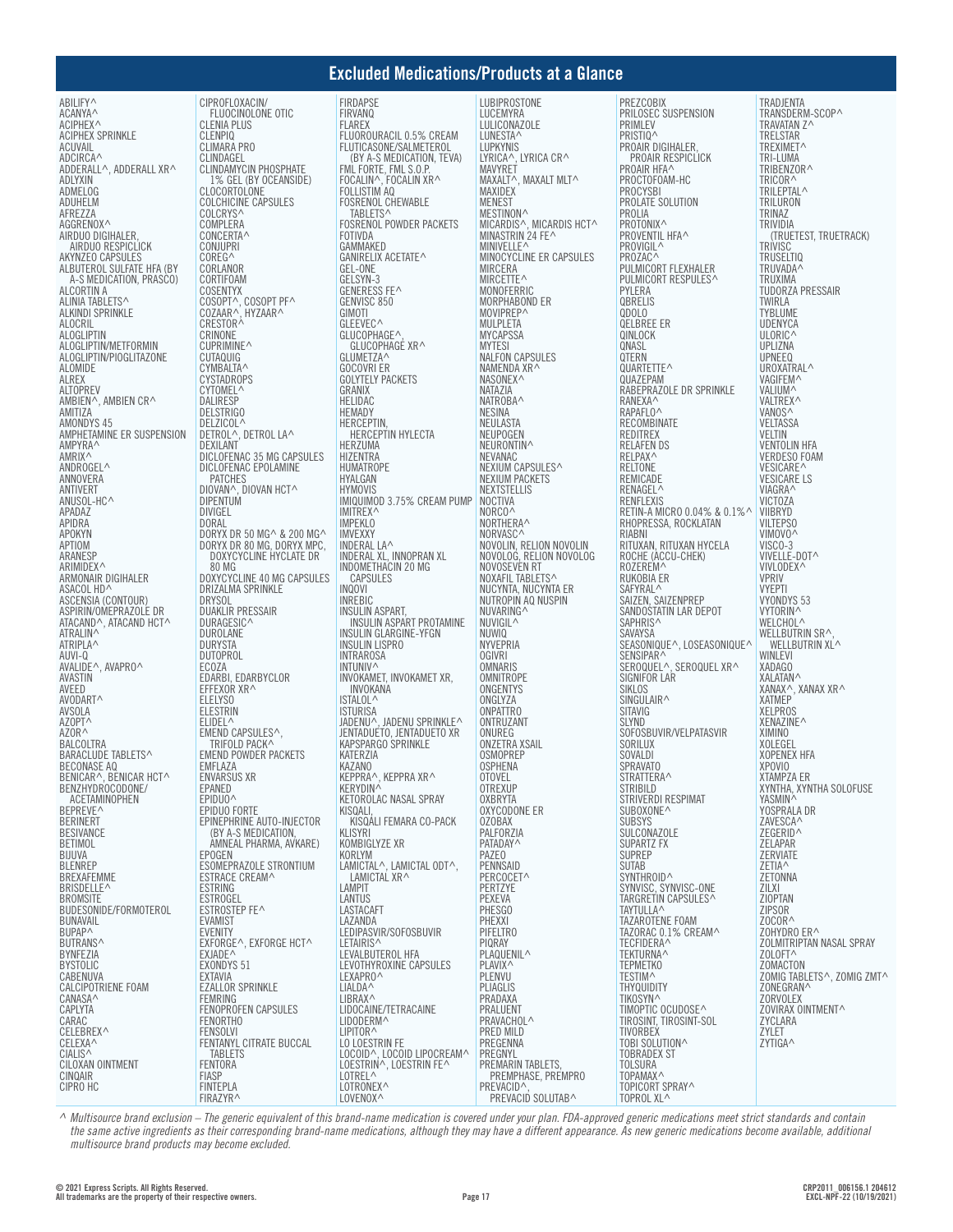## Excluded Medications/Products at a Glance

ABILIFY^
ACANYA^
ACIPHEX^
ACIPHEX SPRINKLE
ACUVAIL
ADCIRCA^
ADDERALL^, ADDERALL XR^
ADLYXIN
ADMELOG
ADUHELM
AFREZZA
AGGRENOX^
AIRDUO DIGIHALER, AIRDUO RESPICLICK
AKYNZEO CAPSULES
ALBUTEROL SULFATE HFA (BY A-S MEDICATION, PRASCO)
ALCORTIN A
ALINIA TABLETS^
ALKINDI SPRINKLE
ALOCRIL
ALOGLIPTIN
ALOGLIPTIN/METFORMIN
ALOGLIPTIN/PIOGLITAZONE
ALOMIDE
ALREX
ALTOPREV
AMBIEN^, AMBIEN CR^
AMITIZA
AMONDYS 45
AMPHETAMINE ER SUSPENSION
AMPYRA^
AMRIX^
ANDROGEL^
ANNOVERA
ANTIVERT
ANUSOL-HC^
APADAZ
APIDRA
APOKYN
APTIOM
ARANESP
ARIMIDEX^
ARMONAIR DIGIHALER
ASACOL HD^
ASCENSIA (CONTOUR)
ASPIRIN/OMEPRAZOLE DR
ATACAND^, ATACAND HCT^
ATRALIN^
ATRIPLA^
AUVI-Q
AVALIDE^, AVAPRO^
AVASTIN
AVEED
AVODART^
AVSOLA
AZOPT^
AZOR^
BALCOLTRA
BARACLUDE TABLETS^
BECONASE AQ
BENICAR^, BENICAR HCT^
BENZHYDROCODONE/ ACETAMINOPHEN
BEPREVE^
BERINERT
BESIVANCE
BETIMOL
BIJUVA
BLENREP
BREXAFEMME
BRISDELLE^
BROMSITE
BUDESONIDE/FORMOTEROL
BUNAVAIL
BUPAP^
BUTRANS^
BYNFEZIA
BYSTOLIC
CABENUVA
CALCIPOTRIENE FOAM
CANASA^
CAPLYTA
CARAC
CELEBREX^
CELEXA^
CIALIS^
CILOXAN OINTMENT
CINQAIR
CIPRO HC
CIPROFLOXACIN/ FLUOCINOLONE OTIC
CLENIA PLUS
CLENPIQ
CLIMARA PRO
CLINDAGEL
CLINDAMYCIN PHOSPHATE 1% GEL (BY OCEANSIDE)
CLOCORTOLONE
COLCHICINE CAPSULES
COLCRYS^
COMPLERA
CONCERTA^
CONJUPRI
COREG^
CORLANOR
CORTIFOAM
COSENTYX
COSOPT^, COSOPT PF^
COZAAR^, HYZAAR^
CRESTOR^
CRINONE
CUPRIMINE^
CUTAQUIG
CYMBALTA^
CYSTADROPS
CYTOMEL^
DALIRESP
DELSTRIGO
DELZICOL^
DETROL^, DETROL LA^
DEXILANT
DICLOFENAC 35 MG CAPSULES
DICLOFENAC EPOLAMINE PATCHES
DIOVAN^, DIOVAN HCT^
DIPENTUM
DIVIGEL
DORAL
DORYX DR 50 MG^ & 200 MG^
DORYX DR 80 MG, DORYX MPC, DOXYCYCLINE HYCLATE DR 80 MG
DOXYCYCLINE 40 MG CAPSULES
DRIZALMA SPRINKLE
DRYSOL
DUAKLIR PRESSAIR
DURAGESIC^
DUROLANE
DURYSTA
DUTOPROL
ECOZA
EDARBI, EDARBYCLOR
EFFEXOR XR^
ELELYSO
ELESTRIN
ELIDEL^
EMEND CAPSULES^, TRIFOLD PACK^
EMEND POWDER PACKETS
EMFLAZA
ENVARSUS XR
EPANED
EPIDUO^
EPIDUO FORTE
EPINEPHRINE AUTO-INJECTOR (BY A-S MEDICATION, AMNEAL PHARMA, AVKARE)
EPOGEN
ESOMEPRAZOLE STRONTIUM
ESTRACE CREAM^
ESTRING
ESTROGEL
ESTROSTEP FE^
EVAMIST
EVENITY
EXFORGE^, EXFORGE HCT^
EXJADE^
EXONDYS 51
EXTAVIA
EZALLOR SPRINKLE
FEMRING
FENOPROFEN CAPSULES
FENORTHO
FENSOLVI
FENTANYL CITRATE BUCCAL TABLETS
FENTORA
FIASP
FINTEPLA
FIRAZYR^
FIRDAPSE
FIRVANQ
FLAREX
FLUOROURACIL 0.5% CREAM
FLUTICASONE/SALMETEROL (BY A-S MEDICATION, TEVA)
FML FORTE, FML S.O.P.
FOCALIN^, FOCALIN XR^
FOLLISTIM AQ
FOSRENOL CHEWABLE TABLETS^
FOSRENOL POWDER PACKETS
FOTIVDA
GAMMAKED
GANIRELIX ACETATE^
GEL-ONE
GELSYN-3
GENERESS FE^
GENVISC 850
GIMOTI
GLEEVEC^
GLUCOPHAGE^, GLUCOPHAGE XR^
GLUMETZA^
GOCOVRI ER
GOLYTELY PACKETS
GRANIX
HELIDAC
HEMADY
HERCEPTIN, HERCEPTIN HYLECTA
HERZUMA
HIZENTRA
HUMATROPE
HYALGAN
HYMOVIS
IMIQUIMOD 3.75% CREAM PUMP
IMITREX^
IMPEKLO
IMVEXXY
INDERAL LA^
INDERAL XL, INNOPRAN XL
INDOMETHACIN 20 MG CAPSULES
INQOVI
INREBIC
INSULIN ASPART, INSULIN ASPART PROTAMINE
INSULIN GLARGINE-YFGN
INSULIN LISPRO
INTRAROSA
INTUNIV^
INVOKAMET, INVOKAMET XR, INVOKANA
ISTALOL^
ISTURISA
JADENU^, JADENU SPRINKLE^
JENTADUETO, JENTADUETO XR
KAPSPARGO SPRINKLE
KATERZIA
KAZANO
KEPPRA^, KEPPRA XR^
KERYDIN^
KETOROLAC NASAL SPRAY
KISQALI, KISQALI FEMARA CO-PACK
KLISYRI
KOMBIGLYZE XR
KORLYM
LAMICTAL^, LAMICTAL ODT^, LAMICTAL XR^
LAMPIT
LANTUS
LASTACAFT
LAZANDA
LEDIPASVIR/SOFOSBUVIR
LETAIRIS^
LEVALBUTEROL HFA
LEVOTHYROXINE CAPSULES
LEXAPRO^
LIALDA^
LIBRAX^
LIDOCAINE/TETRACAINE
LIDODERM^
LIPITOR^
LO LOESTRIN FE
LOCOID^, LOCOID LIPOCREAM^
LOESTRIN^, LOESTRIN FE^
LOTREL^
LOTRONEX^
LOVENOX^
LUBIPROSTONE
LUCEMYRA
LULICONAZOLE
LUNESTA^
LUPKYNIS
LYRICA^, LYRICA CR^
MAVYRET
MAXALT^, MAXALT MLT^
MAXIDEX
MENEST
MESTINON^
MICARDIS^, MICARDIS HCT^
MINASTRIN 24 FE^
MINIVELLE^
MINOCYCLINE ER CAPSULES
MIRCERA
MIRCETTE^
MONOFERRIC
MORPHABOND ER
MOVIPREP^
MULPLETA
MYCAPSSA
MYTESI
NALFON CAPSULES
NAMENDA XR^
NASONEX^
NATAZIA
NATROBA^
NESINA
NEULASTA
NEUPOGEN
NEURONTIN^
NEVANAC
NEXIUM CAPSULES^
NEXIUM PACKETS
NEXTSTELLIS
NOCTIVA
NORCO^
NORTHERA^
NORVASC^
NOVOLIN, RELION NOVOLIN
NOVOLOG, RELION NOVOLOG
NOVOSEVEN RT
NOXAFIL TABLETS^
NUCYNTA, NUCYNTA ER
NUTROPIN AQ NUSPIN
NUVARING^
NUVIGIL^
NUWIQ
NYVEPRIA
OGIVRI
OMNARIS
OMNITROPE
ONGENTYS
ONGLYZA
ONPATTRO
ONTRUZANT
ONUREG
ONZETRA XSAIL
OSMOPREP
OSPHENA
OTOVEL
OTREXUP
OXBRYTA
OXYCODONE ER
OZOBAX
PALFORZIA
PATADAY^
PAZEO
PENNSAID
PERCOCET^
PERTZYE
PEXEVA
PHESGO
PHEXXI
PIFELTRO
PIQRAY
PLAQUENIL^
PLAVIX^
PLENVU
PLIAGLIS
PRADAXA
PRALUENT
PRAVACHOL^
PRED MILD
PREGENNA
PREGNYL
PREMARIN TABLETS, PREMPHASE, PREMPRO
PREVACID^, PREVACID SOLUTAB^
PREZCOBIX
PRILOSEC SUSPENSION
PRIMLEV
PRISTIQ^
PROAIR DIGIHALER, PROAIR RESPICLICK
PROAIR HFA^
PROCTOFOAM-HC
PROCYSBI
PROLATE SOLUTION
PROLIA
PROTONIX^
PROVENTIL HFA^
PROVIGIL^
PROZAC^
PULMICORT FLEXHALER
PULMICORT RESPULES^
PYLERA
QBRELIS
QDOLO
QELBREE ER
QINLOCK
QNASL
QTERN
QUARTETTE^
QUAZEPAM
RABEPRAZOLE DR SPRINKLE
RANEXA^
RAPAFLO^
RECOMBINATE
REDITREX
RELAFEN DS
RELPAX^
RELTONE
REMICADE
RENAGEL^
RENFLEXIS
RETIN-A MICRO 0.04% & 0.1%^
RHOPRESSA, ROCKLATAN
RIABNI
RITUXAN, RITUXAN HYCELA
ROCHE (ACCU-CHEK)
ROZEREM^
RUKOBIA ER
SAFYRAL^
SAIZEN, SAIZENPREP
SANDOSTATIN LAR DEPOT
SAPHRIS^
SAVAYSA
SEASONIQUE^, LOSEASONIQUE^
SENSIPAR^
SEROQUEL^, SEROQUEL XR^
SIGNIFOR LAR
SIKLOS
SINGULAIR^
SITAVIG
SLYND
SOFOSBUVIR/VELPATASVIR
SORILUX
SOVALDI
SPRAVATO
STRATTERA^
STRIBILD
STRIVERDI RESPIMAT
SUBOXONE^
SUBSYS
SULCONAZOLE
SUPARTZ FX
SUPREP
SUTAB
SYNTHROID^
SYNVISC, SYNVISC-ONE
TARGRETIN CAPSULES^
TAYTULLA^
TAZAROTENE FOAM
TAZORAC 0.1% CREAM^
TECFIDERA^
TEKTURNA^
TEPMETKO
TESTIM^
THYQUIDITY
TIKOSYN^
TIMOPTIC OCUDOSE^
TIROSINT, TIROSINT-SOL
TIVORBEX
TOBI SOLUTION^
TOBRADEX ST
TOLSURA
TOPAMAX^
TOPICORT SPRAY^
TOPROL XL^
TRADJENTA
TRANSDERM-SCOP^
TRAVATAN Z^
TRELSTAR
TREXIMET^
TRI-LUMA
TRIBENZOR^
TRICOR^
TRILEPTAL^
TRILURON
TRINAZ
TRIVIDIA (TRUETEST, TRUETRACK)
TRIVISC
TRUSELTIQ
TRUVADA^
TRUXIMA
TUDORZA PRESSAIR
TWIRLA
TYBLUME
UDENYCA
ULORIC^
UPLIZNA
UPNEEQ
UROXATRAL^
VAGIFEM^
VALIUM^
VALTREX^
VANOS^
VELTASSA
VELTIN
VENTOLIN HFA
VERDESO FOAM
VESICARE^
VESICARE LS
VIAGRA^
VICTOZA
VIIBRYD
VILTEPSO
VIMOVO^
VISCO-3
VIVELLE-DOT^
VIVLODEX^
VPRIV
VYEPTI
VYONDYS 53
VYTORIN^
WELCHOL^
WELLBUTRIN SR^, WELLBUTRIN XL^
WINLEVI
XADAGO
XALATAN^
XANAX^, XANAX XR^
XATMEP
XELPROS
XENAZINE^
XIMINO
XOLEGEL
XOPENEX HFA
XPOVIO
XTAMPZA ER
XYNTHA, XYNTHA SOLOFUSE
YASMIN^
YOSPRALA DR
ZAVESCA^
ZEGERID^
ZELAPAR
ZERVIATE
ZETIA^
ZETONNA
ZILXI
ZIOPTAN
ZIPSOR
ZOCOR^
ZOHYDRO ER^
ZOLMITRIPTAN NASAL SPRAY
ZOLOFT^
ZOMACTON
ZOMIG TABLETS^, ZOMIG ZMT^
ZONEGRAN^
ZORVOLEX
ZOVIRAX OINTMENT^
ZYCLARA
ZYLET
ZYTIGA^

*^ Multisource brand exclusion – The generic equivalent of this brand-name medication is covered under your plan. FDA-approved generic medications meet strict standards and contain the same active ingredients as their corresponding brand-name medications, although they may have a different appearance. As new generic medications become available, additional multisource brand products may become excluded.*

© 2021 Express Scripts. All Rights Reserved.
All trademarks are the property of their respective owners.

CRP2011_006156.1 204612
EXCL-NPF-22 (10/19/2021)